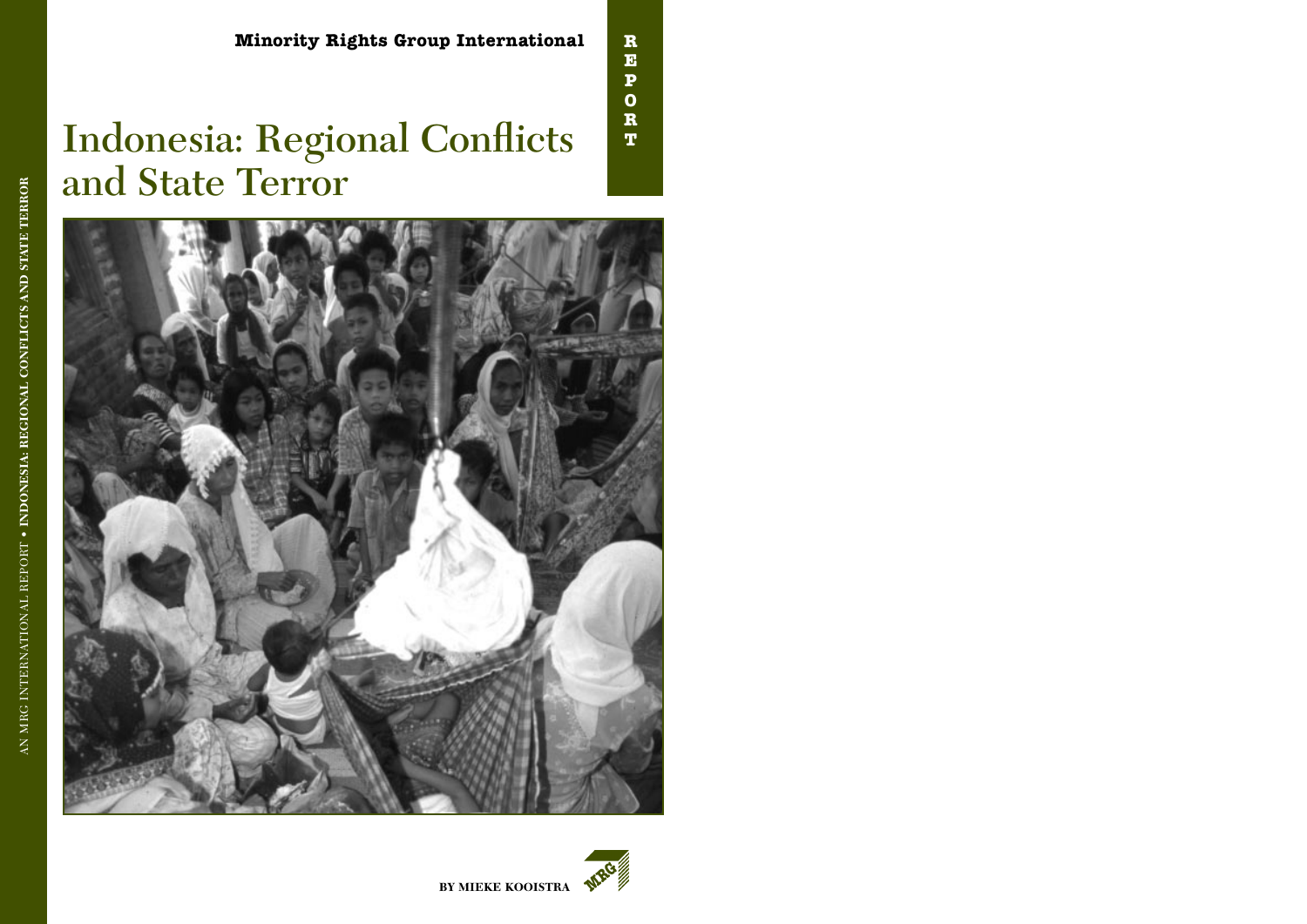**Minority Rights Group International**

REPORT

# Indonesia: Regional Conflicts and State Terror

AN MRG INTERNATIONAL REPORT • INDONESIA: REGIONAL CONFLICTS AND STATE TERROR

BY MIEKE KOOISTRA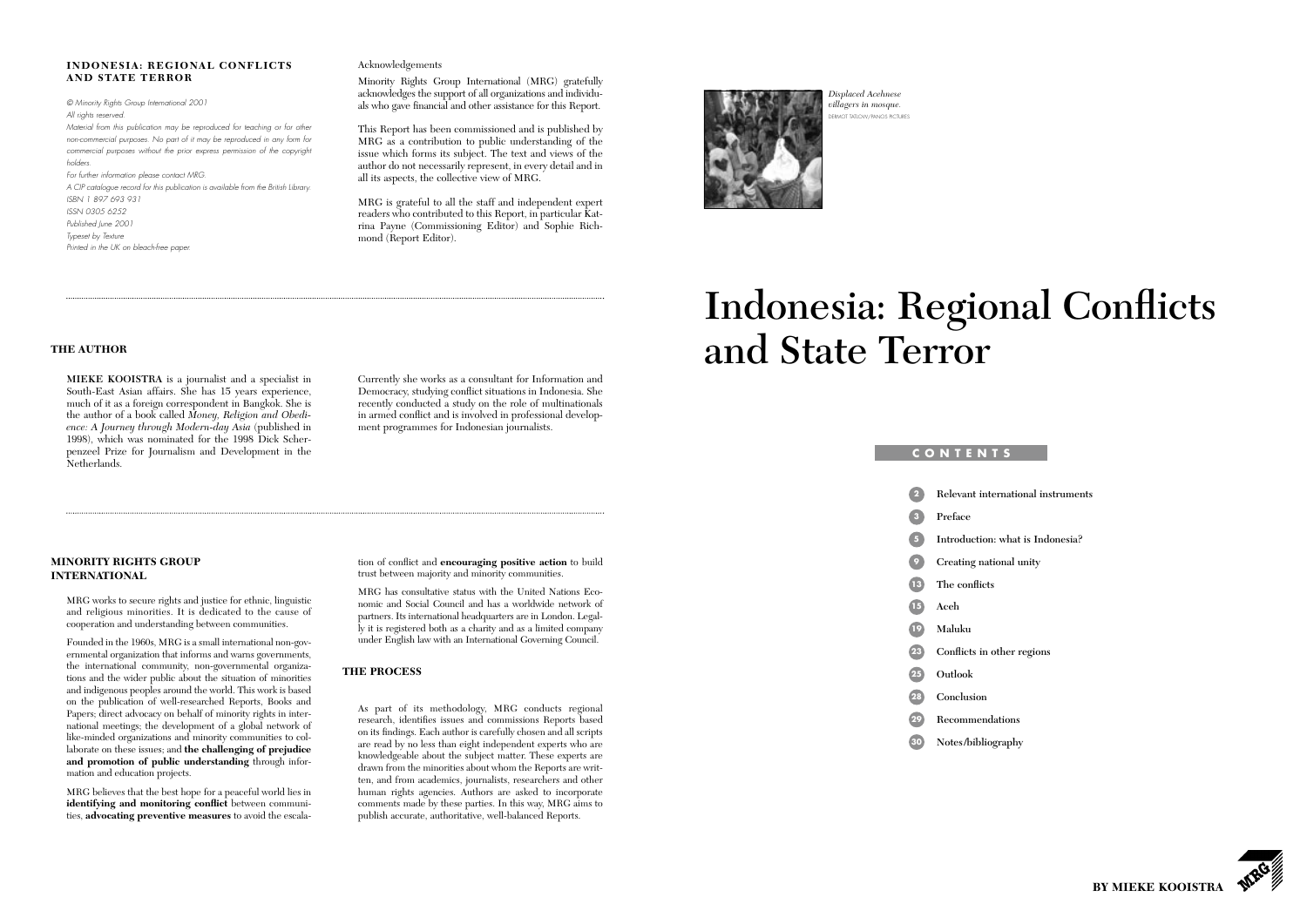**INDONESIA: REGIONAL CONFLICTS AND STATE TERROR**

*© Minority Rights Group International 2001*
*All rights reserved.*
*Material from this publication may be reproduced for teaching or for other non-commercial purposes. No part of it may be reproduced in any form for commercial purposes without the prior express permission of the copyright holders.*
*For further information please contact MRG.*
*A CIP catalogue record for this publication is available from the British Library.*
*ISBN 1 897 693 931*
*ISSN 0305 6252*
*Published June 2001*
*Typeset by Texture*
*Printed in the UK on bleach-free paper.*

Acknowledgements

Minority Rights Group International (MRG) gratefully acknowledges the support of all organizations and individuals who gave financial and other assistance for this Report.

This Report has been commissioned and is published by MRG as a contribution to public understanding of the issue which forms its subject. The text and views of the author do not necessarily represent, in every detail and in all its aspects, the collective view of MRG.

MRG is grateful to all the staff and independent expert readers who contributed to this Report, in particular Katrina Payne (Commissioning Editor) and Sophie Richmond (Report Editor).

## THE AUTHOR

**MIEKE KOOISTRA** is a journalist and a specialist in South-East Asian affairs. She has 15 years experience, much of it as a foreign correspondent in Bangkok. She is the author of a book called *Money, Religion and Obedience: A Journey through Modern-day Asia* (published in 1998), which was nominated for the 1998 Dick Scherpenzeel Prize for Journalism and Development in the Netherlands.

Currently she works as a consultant for Information and Democracy, studying conflict situations in Indonesia. She recently conducted a study on the role of multinationals in armed conflict and is involved in professional development programmes for Indonesian journalists.

## MINORITY RIGHTS GROUP INTERNATIONAL

MRG works to secure rights and justice for ethnic, linguistic and religious minorities. It is dedicated to the cause of cooperation and understanding between communities.

Founded in the 1960s, MRG is a small international non-governmental organization that informs and warns governments, the international community, non-governmental organizations and the wider public about the situation of minorities and indigenous peoples around the world. This work is based on the publication of well-researched Reports, Books and Papers; direct advocacy on behalf of minority rights in international meetings; the development of a global network of like-minded organizations and minority communities to collaborate on these issues; and **the challenging of prejudice and promotion of public understanding** through information and education projects.

MRG believes that the best hope for a peaceful world lies in **identifying and monitoring conflict** between communities, **advocating preventive measures** to avoid the escalation of conflict and **encouraging positive action** to build trust between majority and minority communities.

MRG has consultative status with the United Nations Economic and Social Council and has a worldwide network of partners. Its international headquarters are in London. Legally it is registered both as a charity and as a limited company under English law with an International Governing Council.

## THE PROCESS

As part of its methodology, MRG conducts regional research, identifies issues and commissions Reports based on its findings. Each author is carefully chosen and all scripts are read by no less than eight independent experts who are knowledgeable about the subject matter. These experts are drawn from the minorities about whom the Reports are written, and from academics, journalists, researchers and other human rights agencies. Authors are asked to incorporate comments made by these parties. In this way, MRG aims to publish accurate, authoritative, well-balanced Reports.

*Displaced Acehnese villagers in mosque.*
DERMOT TATLOW/PANOS PICTURES

# Indonesia: Regional Conflicts and State Terror

## CONTENTS

- 2 Relevant international instruments
- 3 Preface
- 5 Introduction: what is Indonesia?
- 9 Creating national unity
- 13 The conflicts
- 15 Aceh
- 19 Maluku
- 23 Conflicts in other regions
- 25 Outlook
- 28 Conclusion
- 29 Recommendations
- 30 Notes/bibliography

**BY MIEKE KOOISTRA**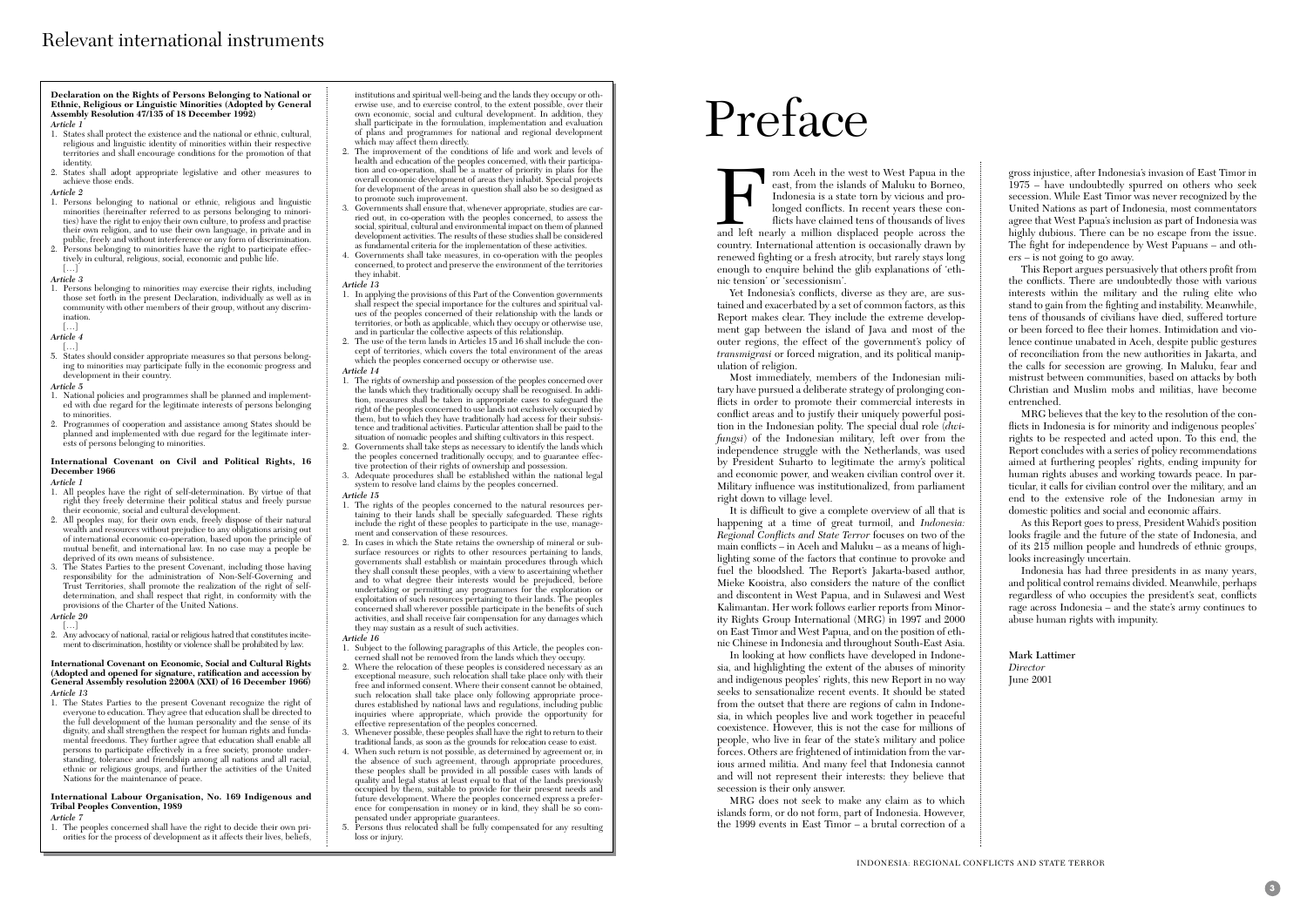# Relevant international instruments

**Declaration on the Rights of Persons Belonging to National or Ethnic, Religious or Linguistic Minorities (Adopted by General Assembly Resolution 47/135 of 18 December 1992)**

*Article 1*

1. States shall protect the existence and the national or ethnic, cultural, religious and linguistic identity of minorities within their respective territories and shall encourage conditions for the promotion of that identity.
2. States shall adopt appropriate legislative and other measures to achieve those ends.

*Article 2*

1. Persons belonging to national or ethnic, religious and linguistic minorities (hereinafter referred to as persons belonging to minorities) have the right to enjoy their own culture, to profess and practise their own religion, and to use their own language, in private and in public, freely and without interference or any form of discrimination.
2. Persons belonging to minorities have the right to participate effectively in cultural, religious, social, economic and public life.

[…]

*Article 3*

1. Persons belonging to minorities may exercise their rights, including those set forth in the present Declaration, individually as well as in community with other members of their group, without any discrimination.

[…]

*Article 4*

[…]

5. States should consider appropriate measures so that persons belonging to minorities may participate fully in the economic progress and development in their country.

*Article 5*

1. National policies and programmes shall be planned and implemented with due regard for the legitimate interests of persons belonging to minorities.
2. Programmes of cooperation and assistance among States should be planned and implemented with due regard for the legitimate interests of persons belonging to minorities.

**International Covenant on Civil and Political Rights, 16 December 1966**

*Article 1*

1. All peoples have the right of self-determination. By virtue of that right they freely determine their political status and freely pursue their economic, social and cultural development.
2. All peoples may, for their own ends, freely dispose of their natural wealth and resources without prejudice to any obligations arising out of international economic co-operation, based upon the principle of mutual benefit, and international law. In no case may a people be deprived of its own means of subsistence.
3. The States Parties to the present Covenant, including those having responsibility for the administration of Non-Self-Governing and Trust Territories, shall promote the realization of the right of self-determination, and shall respect that right, in conformity with the provisions of the Charter of the United Nations.

*Article 20*

[…]

2. Any advocacy of national, racial or religious hatred that constitutes incitement to discrimination, hostility or violence shall be prohibited by law.

**International Covenant on Economic, Social and Cultural Rights (Adopted and opened for signature, ratification and accession by General Assembly resolution 2200A (XXI) of 16 December 1966)**

*Article 13*

1. The States Parties to the present Covenant recognize the right of everyone to education. They agree that education shall be directed to the full development of the human personality and the sense of its dignity, and shall strengthen the respect for human rights and fundamental freedoms. They further agree that education shall enable all persons to participate effectively in a free society, promote understanding, tolerance and friendship among all nations and all racial, ethnic or religious groups, and further the activities of the United Nations for the maintenance of peace.

**International Labour Organisation, No. 169 Indigenous and Tribal Peoples Convention, 1989**

*Article 7*

1. The peoples concerned shall have the right to decide their own priorities for the process of development as it affects their lives, beliefs, institutions and spiritual well-being and the lands they occupy or otherwise use, and to exercise control, to the extent possible, over their own economic, social and cultural development. In addition, they shall participate in the formulation, implementation and evaluation of plans and programmes for national and regional development which may affect them directly.
2. The improvement of the conditions of life and work and levels of health and education of the peoples concerned, with their participation and co-operation, shall be a matter of priority in plans for the overall economic development of areas they inhabit. Special projects for development of the areas in question shall also be so designed as to promote such improvement.
3. Governments shall ensure that, whenever appropriate, studies are carried out, in co-operation with the peoples concerned, to assess the social, spiritual, cultural and environmental impact on them of planned development activities. The results of these studies shall be considered as fundamental criteria for the implementation of these activities.
4. Governments shall take measures, in co-operation with the peoples concerned, to protect and preserve the environment of the territories they inhabit.

*Article 13*

1. In applying the provisions of this Part of the Convention governments shall respect the special importance for the cultures and spiritual values of the peoples concerned of their relationship with the lands or territories, or both as applicable, which they occupy or otherwise use, and in particular the collective aspects of this relationship.
2. The use of the term lands in Articles 15 and 16 shall include the concept of territories, which covers the total environment of the areas which the peoples concerned occupy or otherwise use.

*Article 14*

1. The rights of ownership and possession of the peoples concerned over the lands which they traditionally occupy shall be recognised. In addition, measures shall be taken in appropriate cases to safeguard the right of the peoples concerned to use lands not exclusively occupied by them, but to which they have traditionally had access for their subsistence and traditional activities. Particular attention shall be paid to the situation of nomadic peoples and shifting cultivators in this respect.
2. Governments shall take steps as necessary to identify the lands which the peoples concerned traditionally occupy, and to guarantee effective protection of their rights of ownership and possession.
3. Adequate procedures shall be established within the national legal system to resolve land claims by the peoples concerned.

*Article 15*

1. The rights of the peoples concerned to the natural resources pertaining to their lands shall be specially safeguarded. These rights include the right of these peoples to participate in the use, management and conservation of these resources.
2. In cases in which the State retains the ownership of mineral or subsurface resources or rights to other resources pertaining to lands, governments shall establish or maintain procedures through which they shall consult these peoples, with a view to ascertaining whether and to what degree their interests would be prejudiced, before undertaking or permitting any programmes for the exploration or exploitation of such resources pertaining to their lands. The peoples concerned shall wherever possible participate in the benefits of such activities, and shall receive fair compensation for any damages which they may sustain as a result of such activities.

*Article 16*

1. Subject to the following paragraphs of this Article, the peoples concerned shall not be removed from the lands which they occupy.
2. Where the relocation of these peoples is considered necessary as an exceptional measure, such relocation shall take place only with their free and informed consent. Where their consent cannot be obtained, such relocation shall take place only following appropriate procedures established by national laws and regulations, including public inquiries where appropriate, which provide the opportunity for effective representation of the peoples concerned.
3. Whenever possible, these peoples shall have the right to return to their traditional lands, as soon as the grounds for relocation cease to exist.
4. When such return is not possible, as determined by agreement or, in the absence of such agreement, through appropriate procedures, these peoples shall be provided in all possible cases with lands of quality and legal status at least equal to that of the lands previously occupied by them, suitable to provide for their present needs and future development. Where the peoples concerned express a preference for compensation in money or in kind, they shall be so compensated under appropriate guarantees.
5. Persons thus relocated shall be fully compensated for any resulting loss or injury.

# Preface

From Aceh in the west to West Papua in the east, from the islands of Maluku to Borneo, Indonesia is a state torn by vicious and prolonged conflicts. In recent years these conflicts have claimed tens of thousands of lives and left nearly a million displaced people across the country. International attention is occasionally drawn by renewed fighting or a fresh atrocity, but rarely stays long enough to enquire behind the glib explanations of 'ethnic tension' or 'secessionism'.

Yet Indonesia's conflicts, diverse as they are, are sustained and exacerbated by a set of common factors, as this Report makes clear. They include the extreme development gap between the island of Java and most of the outer regions, the effect of the government's policy of *transmigrasi* or forced migration, and its political manipulation of religion.

Most immediately, members of the Indonesian military have pursued a deliberate strategy of prolonging conflicts in order to promote their commercial interests in conflict areas and to justify their uniquely powerful position in the Indonesian polity. The special dual role (*dwi-fungsi*) of the Indonesian military, left over from the independence struggle with the Netherlands, was used by President Suharto to legitimate the army's political and economic power, and weaken civilian control over it. Military influence was institutionalized, from parliament right down to village level.

It is difficult to give a complete overview of all that is happening at a time of great turmoil, and *Indonesia: Regional Conflicts and State Terror* focuses on two of the main conflicts – in Aceh and Maluku – as a means of highlighting some of the factors that continue to provoke and fuel the bloodshed. The Report's Jakarta-based author, Mieke Kooistra, also considers the nature of the conflict and discontent in West Papua, and in Sulawesi and West Kalimantan. Her work follows earlier reports from Minority Rights Group International (MRG) in 1997 and 2000 on East Timor and West Papua, and on the position of ethnic Chinese in Indonesia and throughout South-East Asia.

In looking at how conflicts have developed in Indonesia, and highlighting the extent of the abuses of minority and indigenous peoples' rights, this new Report in no way seeks to sensationalize recent events. It should be stated from the outset that there are regions of calm in Indonesia, in which peoples live and work together in peaceful coexistence. However, this is not the case for millions of people, who live in fear of the state's military and police forces. Others are frightened of intimidation from the various armed militia. And many feel that Indonesia cannot and will not represent their interests: they believe that secession is their only answer.

MRG does not seek to make any claim as to which islands form, or do not form, part of Indonesia. However, the 1999 events in East Timor – a brutal correction of a gross injustice, after Indonesia's invasion of East Timor in 1975 – have undoubtedly spurred on others who seek secession. While East Timor was never recognized by the United Nations as part of Indonesia, most commentators agree that West Papua's inclusion as part of Indonesia was highly dubious. There can be no escape from the issue. The fight for independence by West Papuans – and others – is not going to go away.

This Report argues persuasively that others profit from the conflicts. There are undoubtedly those with various interests within the military and the ruling elite who stand to gain from the fighting and instability. Meanwhile, tens of thousands of civilians have died, suffered torture or been forced to flee their homes. Intimidation and violence continue unabated in Aceh, despite public gestures of reconciliation from the new authorities in Jakarta, and the calls for secession are growing. In Maluku, fear and mistrust between communities, based on attacks by both Christian and Muslim mobs and militias, have become entrenched.

MRG believes that the key to the resolution of the conflicts in Indonesia is for minority and indigenous peoples' rights to be respected and acted upon. To this end, the Report concludes with a series of policy recommendations aimed at furthering peoples' rights, ending impunity for human rights abuses and working towards peace. In particular, it calls for civilian control over the military, and an end to the extensive role of the Indonesian army in domestic politics and social and economic affairs.

As this Report goes to press, President Wahid's position looks fragile and the future of the state of Indonesia, and of its 215 million people and hundreds of ethnic groups, looks increasingly uncertain.

Indonesia has had three presidents in as many years, and political control remains divided. Meanwhile, perhaps regardless of who occupies the president's seat, conflicts rage across Indonesia – and the state's army continues to abuse human rights with impunity.

**Mark Lattimer**
*Director*
June 2001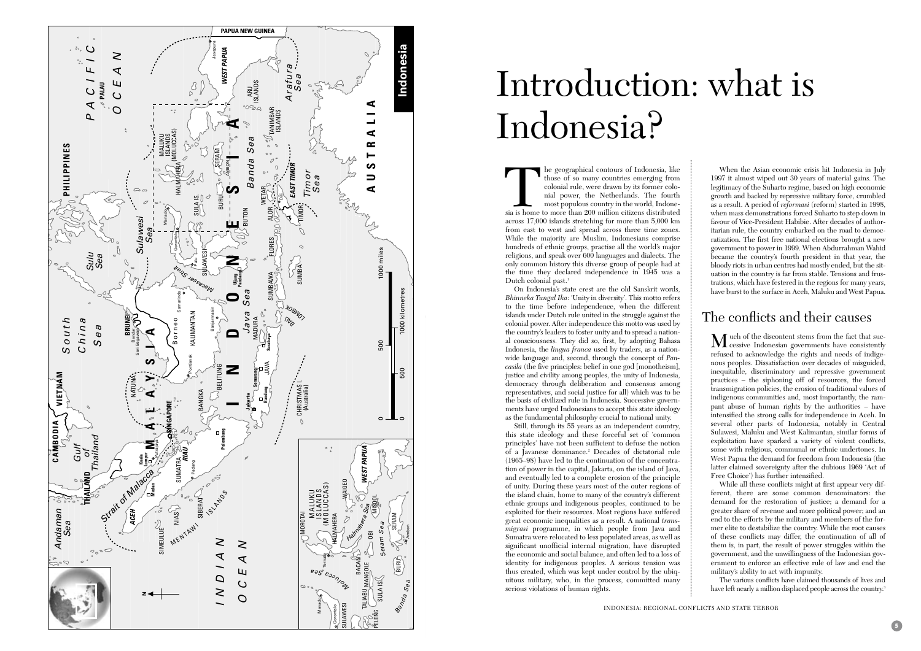# Introduction: what is Indonesia?

The geographical contours of Indonesia, like those of so many countries emerging from colonial rule, were drawn by its former colonial power, the Netherlands. The fourth most populous country in the world, Indonesia is home to more than 200 million citizens distributed across 17,000 islands stretching for more than 5,000 km from east to west and spread across three time zones. While the majority are Muslim, Indonesians comprise hundreds of ethnic groups, practise all the world's major religions, and speak over 600 languages and dialects. The only common history this diverse group of people had at the time they declared independence in 1945 was a Dutch colonial past.[1]

On Indonesia's state crest are the old Sanskrit words, *Bhinneka Tungal Ika*: 'Unity in diversity'. This motto refers to the time before independence, when the different islands under Dutch rule united in the struggle against the colonial power. After independence this motto was used by the country's leaders to foster unity and to spread a national consciousness. They did so, first, by adopting Bahasa Indonesia, the *lingua franca* used by traders, as a nationwide language and, second, through the concept of *Pancasila* (the five principles: belief in one god [monotheism], justice and civility among peoples, the unity of Indonesia, democracy through deliberation and consensus among representatives, and social justice for all) which was to be the basis of civilized rule in Indonesia. Successive governments have urged Indonesians to accept this state ideology as the fundamental philosophy crucial to national unity.

Still, through its 55 years as an independent country, this state ideology and these forceful set of 'common principles' have not been sufficient to defuse the notion of a Javanese dominance.[2] Decades of dictatorial rule (1965–98) have led to the continuation of the concentration of power in the capital, Jakarta, on the island of Java, and eventually led to a complete erosion of the principle of unity. During these years most of the outer regions of the island chain, home to many of the country's different ethnic groups and indigenous peoples, continued to be exploited for their resources. Most regions have suffered great economic inequalities as a result. A national *transmigrasi* programme, in which people from Java and Sumatra were relocated to less populated areas, as well as significant unofficial internal migration, have disrupted the economic and social balance, and often led to a loss of identity for indigenous peoples. A serious tension was thus created, which was kept under control by the ubiquitous military, who, in the process, committed many serious violations of human rights.

When the Asian economic crisis hit Indonesia in July 1997 it almost wiped out 30 years of material gains. The legitimacy of the Suharto regime, based on high economic growth and backed by repressive military force, crumbled as a result. A period of *reformasi* (reform) started in 1998, when mass demonstrations forced Suharto to step down in favour of Vice-President Habibie. After decades of authoritarian rule, the country embarked on the road to democratization. The first free national elections brought a new government to power in 1999. When Abdurrahman Wahid became the country's fourth president in that year, the bloody riots in urban centres had mostly ended, but the situation in the country is far from stable. Tensions and frustrations, which have festered in the regions for many years, have burst to the surface in Aceh, Maluku and West Papua.

## The conflicts and their causes

Much of the discontent stems from the fact that successive Indonesian governments have consistently refused to acknowledge the rights and needs of indigenous peoples. Dissatisfaction over decades of misguided, inequitable, discriminatory and repressive government practices – the siphoning off of resources, the forced transmigration policies, the erosion of traditional values of indigenous communities and, most importantly, the rampant abuse of human rights by the authorities – have intensified the strong calls for independence in Aceh. In several other parts of Indonesia, notably in Central Sulawesi, Maluku and West Kalimantan, similar forms of exploitation have sparked a variety of violent conflicts, some with religious, communal or ethnic undertones. In West Papua the demand for freedom from Indonesia (the latter claimed sovereignty after the dubious 1969 'Act of Free Choice') has further intensified.

While all these conflicts might at first appear very different, there are some common denominators: the demand for the restoration of justice; a demand for a greater share of revenue and more political power; and an end to the efforts by the military and members of the former elite to destabilize the country. While the root causes of these conflicts may differ, the continuation of all of them is, in part, the result of power struggles within the government, and the unwillingness of the Indonesian government to enforce an effective rule of law and end the military's ability to act with impunity.

The various conflicts have claimed thousands of lives and have left nearly a million displaced people across the country.[3]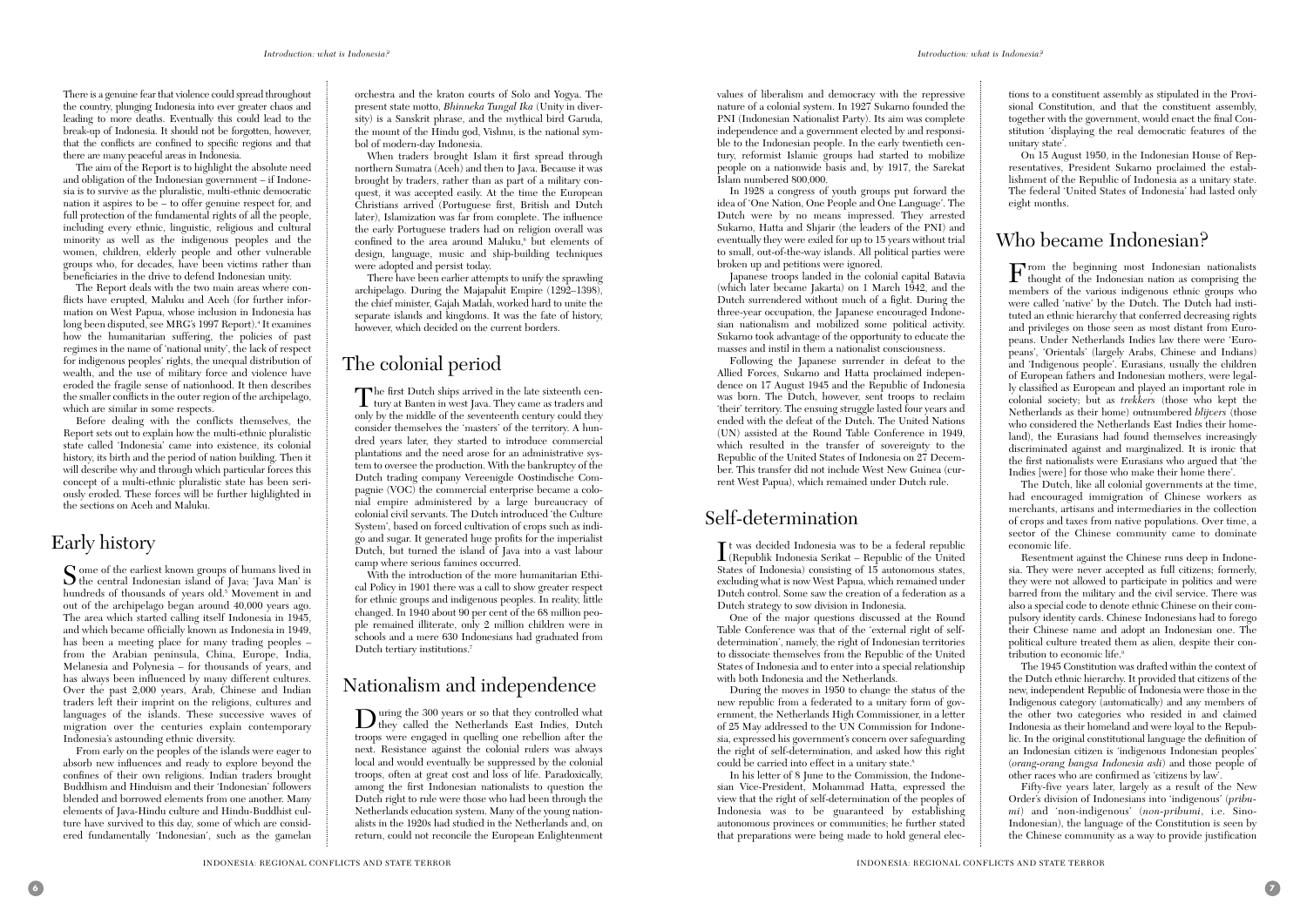There is a genuine fear that violence could spread throughout the country, plunging Indonesia into ever greater chaos and leading to more deaths. Eventually this could lead to the break-up of Indonesia. It should not be forgotten, however, that the conflicts are confined to specific regions and that there are many peaceful areas in Indonesia.

The aim of the Report is to highlight the absolute need and obligation of the Indonesian government – if Indonesia is to survive as the pluralistic, multi-ethnic democratic nation it aspires to be – to offer genuine respect for, and full protection of the fundamental rights of all the people, including every ethnic, linguistic, religious and cultural minority as well as the indigenous peoples and the women, children, elderly people and other vulnerable groups who, for decades, have been victims rather than beneficiaries in the drive to defend Indonesian unity.

The Report deals with the two main areas where conflicts have erupted, Maluku and Aceh (for further information on West Papua, whose inclusion in Indonesia has long been disputed, see MRG's 1997 Report).[4] It examines how the humanitarian suffering, the policies of past regimes in the name of 'national unity', the lack of respect for indigenous peoples' rights, the unequal distribution of wealth, and the use of military force and violence have eroded the fragile sense of nationhood. It then describes the smaller conflicts in the outer region of the archipelago, which are similar in some respects.

Before dealing with the conflicts themselves, the Report sets out to explain how the multi-ethnic pluralistic state called 'Indonesia' came into existence, its colonial history, its birth and the period of nation building. Then it will describe why and through which particular forces this concept of a multi-ethnic pluralistic state has been seriously eroded. These forces will be further highlighted in the sections on Aceh and Maluku.

## Early history

Some of the earliest known groups of humans lived in the central Indonesian island of Java; 'Java Man' is hundreds of thousands of years old.[5] Movement in and out of the archipelago began around 40,000 years ago. The area which started calling itself Indonesia in 1945, and which became officially known as Indonesia in 1949, has been a meeting place for many trading peoples – from the Arabian peninsula, China, Europe, India, Melanesia and Polynesia – for thousands of years, and has always been influenced by many different cultures. Over the past 2,000 years, Arab, Chinese and Indian traders left their imprint on the religions, cultures and languages of the islands. These successive waves of migration over the centuries explain contemporary Indonesia's astounding ethnic diversity.

From early on the peoples of the islands were eager to absorb new influences and ready to explore beyond the confines of their own religions. Indian traders brought Buddhism and Hinduism and their 'Indonesian' followers blended and borrowed elements from one another. Many elements of Java-Hindu culture and Hindu-Buddhist culture have survived to this day, some of which are considered fundamentally 'Indonesian', such as the gamelan orchestra and the kraton courts of Solo and Yogya. The present state motto, *Bhinneka Tungal Ika* (Unity in diversity) is a Sanskrit phrase, and the mythical bird Garuda, the mount of the Hindu god, Vishnu, is the national symbol of modern-day Indonesia.

When traders brought Islam it first spread through northern Sumatra (Aceh) and then to Java. Because it was brought by traders, rather than as part of a military conquest, it was accepted easily. At the time the European Christians arrived (Portuguese first, British and Dutch later), Islamization was far from complete. The influence the early Portuguese traders had on religion overall was confined to the area around Maluku,[6] but elements of design, language, music and ship-building techniques were adopted and persist today.

There have been earlier attempts to unify the sprawling archipelago. During the Majapahit Empire (1292–1398), the chief minister, Gajah Madah, worked hard to unite the separate islands and kingdoms. It was the fate of history, however, which decided on the current borders.

## The colonial period

The first Dutch ships arrived in the late sixteenth century at Banten in west Java. They came as traders and only by the middle of the seventeenth century could they consider themselves the 'masters' of the territory. A hundred years later, they started to introduce commercial plantations and the need arose for an administrative system to oversee the production. With the bankruptcy of the Dutch trading company Vereenigde Oostindische Compagnie (VOC) the commercial enterprise became a colonial empire administered by a large bureaucracy of colonial civil servants. The Dutch introduced 'the Culture System', based on forced cultivation of crops such as indigo and sugar. It generated huge profits for the imperialist Dutch, but turned the island of Java into a vast labour camp where serious famines occurred.

With the introduction of the more humanitarian Ethical Policy in 1901 there was a call to show greater respect for ethnic groups and indigenous peoples. In reality, little changed. In 1940 about 90 per cent of the 68 million people remained illiterate, only 2 million children were in schools and a mere 630 Indonesians had graduated from Dutch tertiary institutions.[7]

## Nationalism and independence

During the 300 years or so that they controlled what they called the Netherlands East Indies, Dutch troops were engaged in quelling one rebellion after the next. Resistance against the colonial rulers was always local and would eventually be suppressed by the colonial troops, often at great cost and loss of life. Paradoxically, among the first Indonesian nationalists to question the Dutch right to rule were those who had been through the Netherlands education system. Many of the young nationalists in the 1920s had studied in the Netherlands and, on return, could not reconcile the European Enlightenment values of liberalism and democracy with the repressive nature of a colonial system. In 1927 Sukarno founded the PNI (Indonesian Nationalist Party). Its aim was complete independence and a government elected by and responsible to the Indonesian people. In the early twentieth century, reformist Islamic groups had started to mobilize people on a nationwide basis and, by 1917, the Sarekat Islam numbered 800,000.

In 1928 a congress of youth groups put forward the idea of 'One Nation, One People and One Language'. The Dutch were by no means impressed. They arrested Sukarno, Hatta and Shjarir (the leaders of the PNI) and eventually they were exiled for up to 15 years without trial to small, out-of-the-way islands. All political parties were broken up and petitions were ignored.

Japanese troops landed in the colonial capital Batavia (which later became Jakarta) on 1 March 1942, and the Dutch surrendered without much of a fight. During the three-year occupation, the Japanese encouraged Indonesian nationalism and mobilized some political activity. Sukarno took advantage of the opportunity to educate the masses and instil in them a nationalist consciousness.

Following the Japanese surrender in defeat to the Allied Forces, Sukarno and Hatta proclaimed independence on 17 August 1945 and the Republic of Indonesia was born. The Dutch, however, sent troops to reclaim 'their' territory. The ensuing struggle lasted four years and ended with the defeat of the Dutch. The United Nations (UN) assisted at the Round Table Conference in 1949, which resulted in the transfer of sovereignty to the Republic of the United States of Indonesia on 27 December. This transfer did not include West New Guinea (current West Papua), which remained under Dutch rule.

## Self-determination

It was decided Indonesia was to be a federal republic (Republik Indonesia Serikat – Republic of the United States of Indonesia) consisting of 15 autonomous states, excluding what is now West Papua, which remained under Dutch control. Some saw the creation of a federation as a Dutch strategy to sow division in Indonesia.

One of the major questions discussed at the Round Table Conference was that of the 'external right of self-determination', namely, the right of Indonesian territories to dissociate themselves from the Republic of the United States of Indonesia and to enter into a special relationship with both Indonesia and the Netherlands.

During the moves in 1950 to change the status of the new republic from a federated to a unitary form of government, the Netherlands High Commissioner, in a letter of 25 May addressed to the UN Commission for Indonesia, expressed his government's concern over safeguarding the right of self-determination, and asked how this right could be carried into effect in a unitary state.[8]

In his letter of 8 June to the Commission, the Indonesian Vice-President, Mohammad Hatta, expressed the view that the right of self-determination of the peoples of Indonesia was to be guaranteed by establishing autonomous provinces or communities; he further stated that preparations were being made to hold general elections to a constituent assembly as stipulated in the Provisional Constitution, and that the constituent assembly, together with the government, would enact the final Constitution 'displaying the real democratic features of the unitary state'.

On 15 August 1950, in the Indonesian House of Representatives, President Sukarno proclaimed the establishment of the Republic of Indonesia as a unitary state. The federal 'United States of Indonesia' had lasted only eight months.

## Who became Indonesian?

From the beginning most Indonesian nationalists thought of the Indonesian nation as comprising the members of the various indigenous ethnic groups who were called 'native' by the Dutch. The Dutch had instituted an ethnic hierarchy that conferred decreasing rights and privileges on those seen as most distant from Europeans. Under Netherlands Indies law there were 'Europeans', 'Orientals' (largely Arabs, Chinese and Indians) and 'Indigenous people'. Eurasians, usually the children of European fathers and Indonesian mothers, were legally classified as European and played an important role in colonial society; but as *trekkers* (those who kept the Netherlands as their home) outnumbered *blijvers* (those who considered the Netherlands East Indies their homeland), the Eurasians had found themselves increasingly discriminated against and marginalized. It is ironic that the first nationalists were Eurasians who argued that 'the Indies [were] for those who make their home there'.

The Dutch, like all colonial governments at the time, had encouraged immigration of Chinese workers as merchants, artisans and intermediaries in the collection of crops and taxes from native populations. Over time, a sector of the Chinese community came to dominate economic life.

Resentment against the Chinese runs deep in Indonesia. They were never accepted as full citizens; formerly, they were not allowed to participate in politics and were barred from the military and the civil service. There was also a special code to denote ethnic Chinese on their compulsory identity cards. Chinese Indonesians had to forego their Chinese name and adopt an Indonesian one. The political culture treated them as alien, despite their contribution to economic life.[9]

The 1945 Constitution was drafted within the context of the Dutch ethnic hierarchy. It provided that citizens of the new, independent Republic of Indonesia were those in the Indigenous category (automatically) and any members of the other two categories who resided in and claimed Indonesia as their homeland and were loyal to the Republic. In the original constitutional language the definition of an Indonesian citizen is 'indigenous Indonesian peoples' (*orang-orang bangsa Indonesia asli*) and those people of other races who are confirmed as 'citizens by law'.

Fifty-five years later, largely as a result of the New Order's division of Indonesians into 'indigenous' (*pribumi*) and 'non-indigenous' (*non-pribumi*, i.e. Sino-Indonesian), the language of the Constitution is seen by the Chinese community as a way to provide justification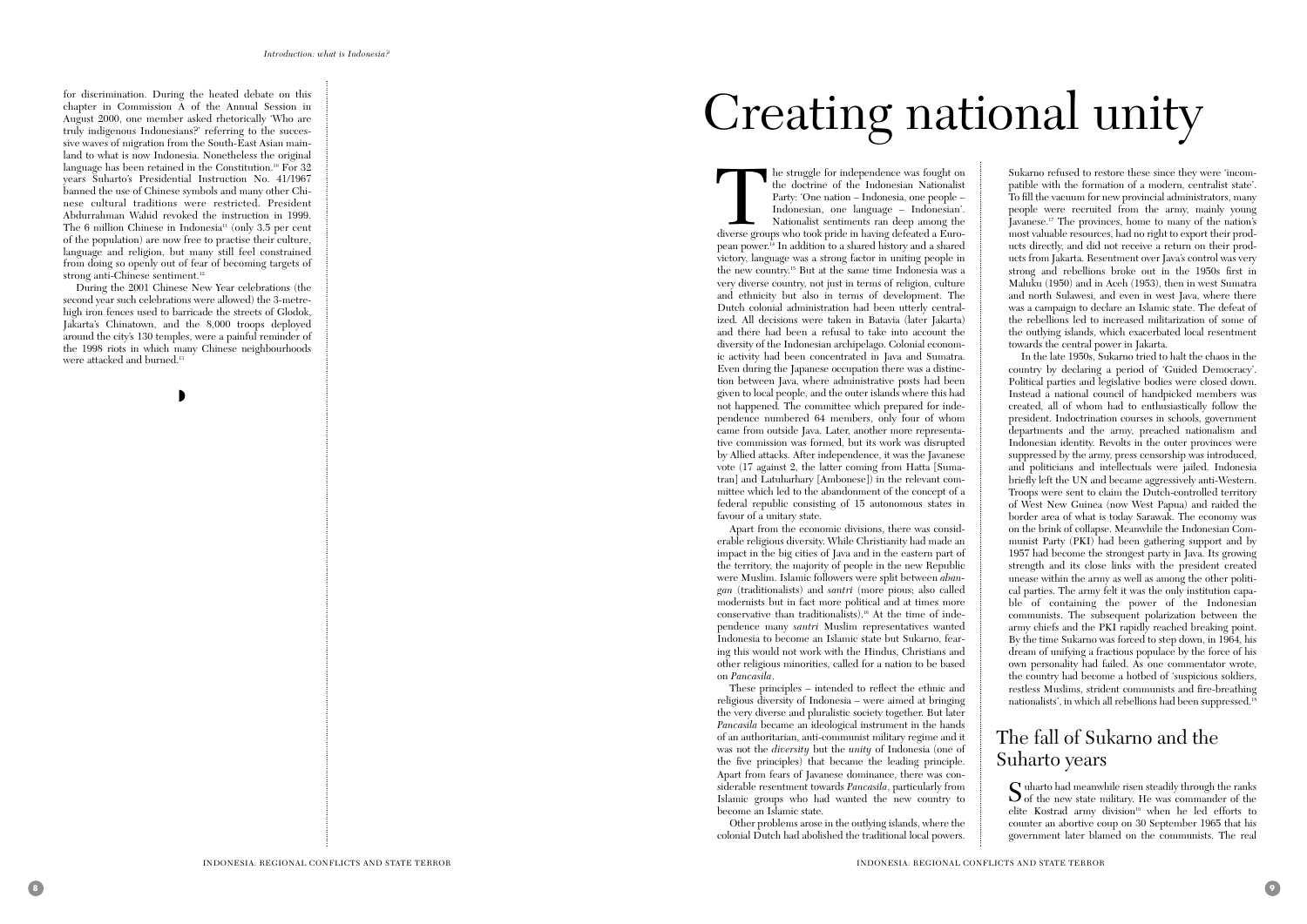for discrimination. During the heated debate on this chapter in Commission A of the Annual Session in August 2000, one member asked rhetorically 'Who are truly indigenous Indonesians?' referring to the successive waves of migration from the South-East Asian mainland to what is now Indonesia. Nonetheless the original language has been retained in the Constitution.[10] For 32 years Suharto's Presidential Instruction No. 41/1967 banned the use of Chinese symbols and many other Chinese cultural traditions were restricted. President Abdurrahman Wahid revoked the instruction in 1999. The 6 million Chinese in Indonesia[11] (only 3.5 per cent of the population) are now free to practise their culture, language and religion, but many still feel constrained from doing so openly out of fear of becoming targets of strong anti-Chinese sentiment.[12]

During the 2001 Chinese New Year celebrations (the second year such celebrations were allowed) the 3-metre-high iron fences used to barricade the streets of Glodok, Jakarta's Chinatown, and the 8,000 troops deployed around the city's 130 temples, were a painful reminder of the 1998 riots in which many Chinese neighbourhoods were attacked and burned.[13]

# Creating national unity

The struggle for independence was fought on the doctrine of the Indonesian Nationalist Party: 'One nation – Indonesia, one people – Indonesian, one language – Indonesian'. Nationalist sentiments ran deep among the diverse groups who took pride in having defeated a European power.[14] In addition to a shared history and a shared victory, language was a strong factor in uniting people in the new country.[15] But at the same time Indonesia was a very diverse country, not just in terms of religion, culture and ethnicity but also in terms of development. The Dutch colonial administration had been utterly centralized. All decisions were taken in Batavia (later Jakarta) and there had been a refusal to take into account the diversity of the Indonesian archipelago. Colonial economic activity had been concentrated in Java and Sumatra. Even during the Japanese occupation there was a distinction between Java, where administrative posts had been given to local people, and the outer islands where this had not happened. The committee which prepared for independence numbered 64 members, only four of whom came from outside Java. Later, another more representative commission was formed, but its work was disrupted by Allied attacks. After independence, it was the Javanese vote (17 against 2, the latter coming from Hatta [Sumatran] and Latuharhary [Ambonese]) in the relevant committee which led to the abandonment of the concept of a federal republic consisting of 15 autonomous states in favour of a unitary state.

Apart from the economic divisions, there was considerable religious diversity. While Christianity had made an impact in the big cities of Java and in the eastern part of the territory, the majority of people in the new Republic were Muslim. Islamic followers were split between *abangan* (traditionalists) and *santri* (more pious; also called modernists but in fact more political and at times more conservative than traditionalists).[16] At the time of independence many *santri* Muslim representatives wanted Indonesia to become an Islamic state but Sukarno, fearing this would not work with the Hindus, Christians and other religious minorities, called for a nation to be based on *Pancasila*.

These principles – intended to reflect the ethnic and religious diversity of Indonesia – were aimed at bringing the very diverse and pluralistic society together. But later *Pancasila* became an ideological instrument in the hands of an authoritarian, anti-communist military regime and it was not the *diversity* but the *unity* of Indonesia (one of the five principles) that became the leading principle. Apart from fears of Javanese dominance, there was considerable resentment towards *Pancasila*, particularly from Islamic groups who had wanted the new country to become an Islamic state.

Other problems arose in the outlying islands, where the colonial Dutch had abolished the traditional local powers. Sukarno refused to restore these since they were 'incompatible with the formation of a modern, centralist state'. To fill the vacuum for new provincial administrators, many people were recruited from the army, mainly young Javanese.[17] The provinces, home to many of the nation's most valuable resources, had no right to export their products directly, and did not receive a return on their products from Jakarta. Resentment over Java's control was very strong and rebellions broke out in the 1950s first in Maluku (1950) and in Aceh (1953), then in west Sumatra and north Sulawesi, and even in west Java, where there was a campaign to declare an Islamic state. The defeat of the rebellions led to increased militarization of some of the outlying islands, which exacerbated local resentment towards the central power in Jakarta.

In the late 1950s, Sukarno tried to halt the chaos in the country by declaring a period of 'Guided Democracy'. Political parties and legislative bodies were closed down. Instead a national council of handpicked members was created, all of whom had to enthusiastically follow the president. Indoctrination courses in schools, government departments and the army, preached nationalism and Indonesian identity. Revolts in the outer provinces were suppressed by the army, press censorship was introduced, and politicians and intellectuals were jailed. Indonesia briefly left the UN and became aggressively anti-Western. Troops were sent to claim the Dutch-controlled territory of West New Guinea (now West Papua) and raided the border area of what is today Sarawak. The economy was on the brink of collapse. Meanwhile the Indonesian Communist Party (PKI) had been gathering support and by 1957 had become the strongest party in Java. Its growing strength and its close links with the president created unease within the army as well as among the other political parties. The army felt it was the only institution capable of containing the power of the Indonesian communists. The subsequent polarization between the army chiefs and the PKI rapidly reached breaking point. By the time Sukarno was forced to step down, in 1964, his dream of unifying a fractious populace by the force of his own personality had failed. As one commentator wrote, the country had become a hotbed of 'suspicious soldiers, restless Muslims, strident communists and fire-breathing nationalists', in which all rebellions had been suppressed.[18]

## The fall of Sukarno and the Suharto years

Suharto had meanwhile risen steadily through the ranks of the new state military. He was commander of the elite Kostrad army division[19] when he led efforts to counter an abortive coup on 30 September 1965 that his government later blamed on the communists. The real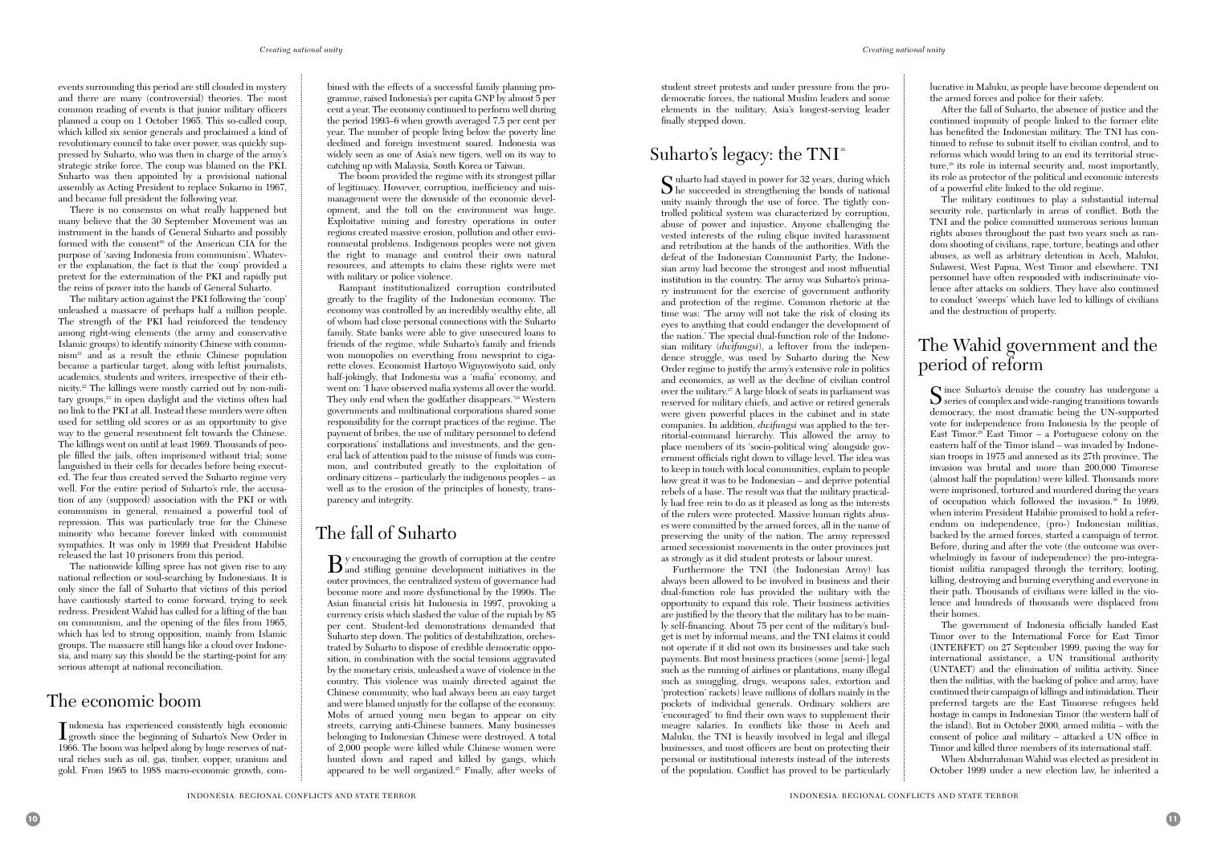events surrounding this period are still clouded in mystery and there are many (controversial) theories. The most common reading of events is that junior military officers planned a coup on 1 October 1965. This so-called coup, which killed six senior generals and proclaimed a kind of revolutionary council to take over power, was quickly suppressed by Suharto, who was then in charge of the army's strategic strike force. The coup was blamed on the PKI. Suharto was then appointed by a provisional national assembly as Acting President to replace Sukarno in 1967, and became full president the following year.

There is no consensus on what really happened but many believe that the 30 September Movement was an instrument in the hands of General Suharto and possibly formed with the consent[20] of the American CIA for the purpose of 'saving Indonesia from communism'. Whatever the explanation, the fact is that the 'coup' provided a pretext for the extermination of the PKI and rapidly put the reins of power into the hands of General Suharto.

The military action against the PKI following the 'coup' unleashed a massacre of perhaps half a million people. The strength of the PKI had reinforced the tendency among right-wing elements (the army and conservative Islamic groups) to identify minority Chinese with communism[21] and as a result the ethnic Chinese population became a particular target, along with leftist journalists, academics, students and writers, irrespective of their ethnicity.[22] The killings were mostly carried out by non-military groups,[23] in open daylight and the victims often had no link to the PKI at all. Instead these murders were often used for settling old scores or as an opportunity to give way to the general resentment felt towards the Chinese. The killings went on until at least 1969. Thousands of people filled the jails, often imprisoned without trial; some languished in their cells for decades before being executed. The fear thus created served the Suharto regime very well. For the entire period of Suharto's rule, the accusation of any (supposed) association with the PKI or with communism in general, remained a powerful tool of repression. This was particularly true for the Chinese minority who became forever linked with communist sympathies. It was only in 1999 that President Habibie released the last 10 prisoners from this period.

The nationwide killing spree has not given rise to any national reflection or soul-searching by Indonesians. It is only since the fall of Suharto that victims of this period have cautiously started to come forward, trying to seek redress. President Wahid has called for a lifting of the ban on communism, and the opening of the files from 1965, which has led to strong opposition, mainly from Islamic groups. The massacre still hangs like a cloud over Indonesia, and many say this should be the starting-point for any serious attempt at national reconciliation.

## The economic boom

Indonesia has experienced consistently high economic growth since the beginning of Suharto's New Order in 1966. The boom was helped along by huge reserves of natural riches such as oil, gas, timber, copper, uranium and gold. From 1965 to 1988 macro-economic growth, combined with the effects of a successful family planning programme, raised Indonesia's per capita GNP by almost 5 per cent a year. The economy continued to perform well during the period 1993–6 when growth averaged 7.5 per cent per year. The number of people living below the poverty line declined and foreign investment soared. Indonesia was widely seen as one of Asia's new tigers, well on its way to catching up with Malaysia, South Korea or Taiwan.

The boom provided the regime with its strongest pillar of legitimacy. However, corruption, inefficiency and mismanagement were the downside of the economic development, and the toll on the environment was huge. Exploitative mining and forestry operations in outer regions created massive erosion, pollution and other environmental problems. Indigenous peoples were not given the right to manage and control their own natural resources, and attempts to claim these rights were met with military or police violence.

Rampant institutionalized corruption contributed greatly to the fragility of the Indonesian economy. The economy was controlled by an incredibly wealthy elite, all of whom had close personal connections with the Suharto family. State banks were able to give unsecured loans to friends of the regime, while Suharto's family and friends won monopolies on everything from newsprint to cigarette cloves. Economist Hartoyo Wignyowiyoto said, only half-jokingly, that Indonesia was a 'mafia' economy, and went on: 'I have observed mafia systems all over the world. They only end when the godfather disappears.'[24] Western governments and multinational corporations shared some responsibility for the corrupt practices of the regime. The payment of bribes, the use of military personnel to defend corporations' installations and investments, and the general lack of attention paid to the misuse of funds was common, and contributed greatly to the exploitation of ordinary citizens – particularly the indigenous peoples – as well as to the erosion of the principles of honesty, transparency and integrity.

## The fall of Suharto

By encouraging the growth of corruption at the centre and stifling genuine development initiatives in the outer provinces, the centralized system of governance had become more and more dysfunctional by the 1990s. The Asian financial crisis hit Indonesia in 1997, provoking a currency crisis which slashed the value of the rupiah by 85 per cent. Student-led demonstrations demanded that Suharto step down. The politics of destabilization, orchestrated by Suharto to dispose of credible democratic opposition, in combination with the social tensions aggravated by the monetary crisis, unleashed a wave of violence in the country. This violence was mainly directed against the Chinese community, who had always been an easy target and were blamed unjustly for the collapse of the economy. Mobs of armed young men began to appear on city streets, carrying anti-Chinese banners. Many businesses belonging to Indonesian Chinese were destroyed. A total of 2,000 people were killed while Chinese women were hunted down and raped and killed by gangs, which appeared to be well organized.[25] Finally, after weeks of student street protests and under pressure from the pro-democratic forces, the national Muslim leaders and some elements in the military, Asia's longest-serving leader finally stepped down.

## Suharto's legacy: the TNI[26]

Suharto had stayed in power for 32 years, during which he succeeded in strengthening the bonds of national unity mainly through the use of force. The tightly controlled political system was characterized by corruption, abuse of power and injustice. Anyone challenging the vested interests of the ruling clique invited harassment and retribution at the hands of the authorities. With the defeat of the Indonesian Communist Party, the Indonesian army had become the strongest and most influential institution in the country. The army was Suharto's primary instrument for the exercise of government authority and protection of the regime. Common rhetoric at the time was: 'The army will not take the risk of closing its eyes to anything that could endanger the development of the nation.' The special dual-function role of the Indonesian military (*dwifungsi*), a leftover from the independence struggle, was used by Suharto during the New Order regime to justify the army's extensive role in politics and economics, as well as the decline of civilian control over the military.[27] A large block of seats in parliament was reserved for military chiefs, and active or retired generals were given powerful places in the cabinet and in state companies. In addition, *dwifungsi* was applied to the territorial-command hierarchy. This allowed the army to place members of its 'socio-political wing' alongside government officials right down to village level. The idea was to keep in touch with local communities, explain to people how great it was to be Indonesian – and deprive potential rebels of a base. The result was that the military practically had free rein to do as it pleased as long as the interests of the rulers were protected. Massive human rights abuses were committed by the armed forces, all in the name of preserving the unity of the nation. The army repressed armed secessionist movements in the outer provinces just as strongly as it did student protests or labour unrest.

Furthermore the TNI (the Indonesian Army) has always been allowed to be involved in business and their dual-function role has provided the military with the opportunity to expand this role. Their business activities are justified by the theory that the military has to be mainly self-financing. About 75 per cent of the military's budget is met by informal means, and the TNI claims it could not operate if it did not own its businesses and take such payments. But most business practices (some [semi-] legal such as the running of airlines or plantations, many illegal such as smuggling, drugs, weapons sales, extortion and 'protection' rackets) leave millions of dollars mainly in the pockets of individual generals. Ordinary soldiers are 'encouraged' to find their own ways to supplement their meagre salaries. In conflicts like those in Aceh and Maluku, the TNI is heavily involved in legal and illegal businesses, and most officers are bent on protecting their personal or institutional interests instead of the interests of the population. Conflict has proved to be particularly lucrative in Maluku, as people have become dependent on the armed forces and police for their safety.

After the fall of Suharto, the absence of justice and the continued impunity of people linked to the former elite has benefited the Indonesian military. The TNI has continued to refuse to submit itself to civilian control, and to reforms which would bring to an end its territorial structure,[28] its role in internal security and, most importantly, its role as protector of the political and economic interests of a powerful elite linked to the old regime.

The military continues to play a substantial internal security role, particularly in areas of conflict. Both the TNI and the police committed numerous serious human rights abuses throughout the past two years such as random shooting of civilians, rape, torture, beatings and other abuses, as well as arbitrary detention in Aceh, Maluku, Sulawesi, West Papua, West Timor and elsewhere. TNI personnel have often responded with indiscriminate violence after attacks on soldiers. They have also continued to conduct 'sweeps' which have led to killings of civilians and the destruction of property.

## The Wahid government and the period of reform

Since Suharto's demise the country has undergone a series of complex and wide-ranging transitions towards democracy, the most dramatic being the UN-supported vote for independence from Indonesia by the people of East Timor.[29] East Timor – a Portuguese colony on the eastern half of the Timor island – was invaded by Indonesian troops in 1975 and annexed as its 27th province. The invasion was brutal and more than 200,000 Timorese (almost half the population) were killed. Thousands more were imprisoned, tortured and murdered during the years of occupation which followed the invasion.[30] In 1999, when interim President Habibie promised to hold a referendum on independence, (pro-) Indonesian militias, backed by the armed forces, started a campaign of terror. Before, during and after the vote (the outcome was overwhelmingly in favour of independence) the pro-integrationist militia rampaged through the territory, looting, killing, destroying and burning everything and everyone in their path. Thousands of civilians were killed in the violence and hundreds of thousands were displaced from their homes.

The government of Indonesia officially handed East Timor over to the International Force for East Timor (INTERFET) on 27 September 1999, paving the way for international assistance, a UN transitional authority (UNTAET) and the elimination of militia activity. Since then the militias, with the backing of police and army, have continued their campaign of killings and intimidation. Their preferred targets are the East Timorese refugees held hostage in camps in Indonesian Timor (the western half of the island). But in October 2000, armed militia – with the consent of police and military – attacked a UN office in Timor and killed three members of its international staff.

When Abdurrahman Wahid was elected as president in October 1999 under a new election law, he inherited a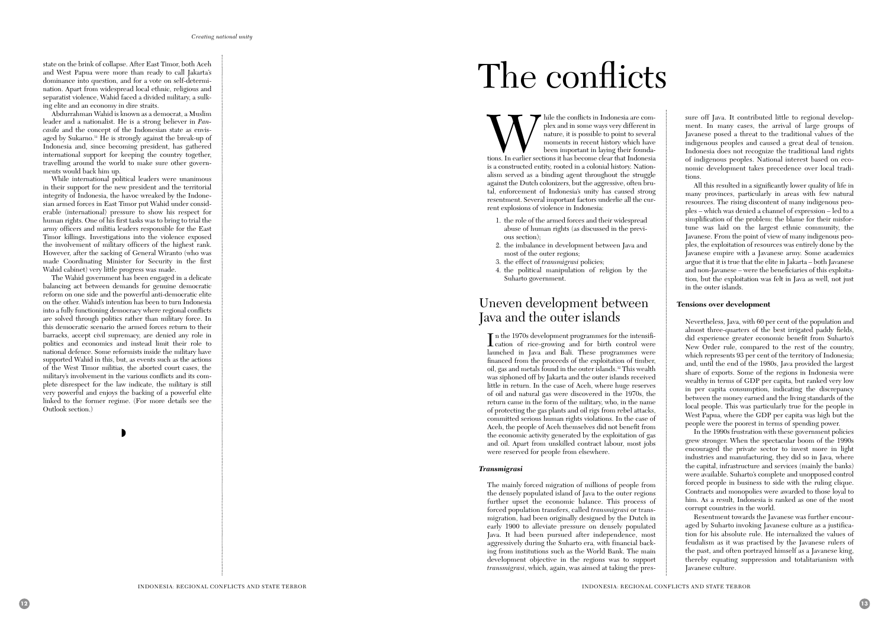state on the brink of collapse. After East Timor, both Aceh and West Papua were more than ready to call Jakarta's dominance into question, and for a vote on self-determination. Apart from widespread local ethnic, religious and separatist violence, Wahid faced a divided military, a sulking elite and an economy in dire straits.

Abdurrahman Wahid is known as a democrat, a Muslim leader and a nationalist. He is a strong believer in *Pancasila* and the concept of the Indonesian state as envisaged by Sukarno.[31] He is strongly against the break-up of Indonesia and, since becoming president, has gathered international support for keeping the country together, travelling around the world to make sure other governments would back him up.

While international political leaders were unanimous in their support for the new president and the territorial integrity of Indonesia, the havoc wreaked by the Indonesian armed forces in East Timor put Wahid under considerable (international) pressure to show his respect for human rights. One of his first tasks was to bring to trial the army officers and militia leaders responsible for the East Timor killings. Investigations into the violence exposed the involvement of military officers of the highest rank. However, after the sacking of General Wiranto (who was made Coordinating Minister for Security in the first Wahid cabinet) very little progress was made.

The Wahid government has been engaged in a delicate balancing act between demands for genuine democratic reform on one side and the powerful anti-democratic elite on the other. Wahid's intention has been to turn Indonesia into a fully functioning democracy where regional conflicts are solved through politics rather than military force. In this democratic scenario the armed forces return to their barracks, accept civil supremacy, are denied any role in politics and economics and instead limit their role to national defence. Some reformists inside the military have supported Wahid in this, but, as events such as the actions of the West Timor militias, the aborted court cases, the military's involvement in the various conflicts and its complete disrespect for the law indicate, the military is still very powerful and enjoys the backing of a powerful elite linked to the former regime. (For more details see the Outlook section.)

# The conflicts

While the conflicts in Indonesia are complex and in some ways very different in nature, it is possible to point to several moments in recent history which have been important in laying their foundations. In earlier sections it has become clear that Indonesia is a constructed entity, rooted in a colonial history. Nationalism served as a binding agent throughout the struggle against the Dutch colonizers, but the aggressive, often brutal, enforcement of Indonesia's unity has caused strong resentment. Several important factors underlie all the current explosions of violence in Indonesia:

1. the role of the armed forces and their widespread abuse of human rights (as discussed in the previous section);
2. the imbalance in development between Java and most of the outer regions;
3. the effect of *transmigrasi* policies;
4. the political manipulation of religion by the Suharto government.

## Uneven development between Java and the outer islands

In the 1970s development programmes for the intensification of rice-growing and for birth control were launched in Java and Bali. These programmes were financed from the proceeds of the exploitation of timber, oil, gas and metals found in the outer islands.[32] This wealth was siphoned off by Jakarta and the outer islands received little in return. In the case of Aceh, where huge reserves of oil and natural gas were discovered in the 1970s, the return came in the form of the military, who, in the name of protecting the gas plants and oil rigs from rebel attacks, committed serious human rights violations. In the case of Aceh, the people of Aceh themselves did not benefit from the economic activity generated by the exploitation of gas and oil. Apart from unskilled contract labour, most jobs were reserved for people from elsewhere.

#### *Transmigrasi*

The mainly forced migration of millions of people from the densely populated island of Java to the outer regions further upset the economic balance. This process of forced population transfers, called *transmigrasi* or transmigration, had been originally designed by the Dutch in early 1900 to alleviate pressure on densely populated Java. It had been pursued after independence, most aggressively during the Suharto era, with financial backing from institutions such as the World Bank. The main development objective in the regions was to support *transmigrasi*, which, again, was aimed at taking the pressure off Java. It contributed little to regional development. In many cases, the arrival of large groups of Javanese posed a threat to the traditional values of the indigenous peoples and caused a great deal of tension. Indonesia does not recognize the traditional land rights of indigenous peoples. National interest based on economic development takes precedence over local traditions.

All this resulted in a significantly lower quality of life in many provinces, particularly in areas with few natural resources. The rising discontent of many indigenous peoples – which was denied a channel of expression – led to a simplification of the problem: the blame for their misfortune was laid on the largest ethnic community, the Javanese. From the point of view of many indigenous peoples, the exploitation of resources was entirely done by the Javanese empire with a Javanese army. Some academics argue that it is true that the elite in Jakarta – both Javanese and non-Javanese – were the beneficiaries of this exploitation, but the exploitation was felt in Java as well, not just in the outer islands.

#### **Tensions over development**

Nevertheless, Java, with 60 per cent of the population and almost three-quarters of the best irrigated paddy fields, did experience greater economic benefit from Suharto's New Order rule, compared to the rest of the country, which represents 93 per cent of the territory of Indonesia; and, until the end of the 1980s, Java provided the largest share of exports. Some of the regions in Indonesia were wealthy in terms of GDP per capita, but ranked very low in per capita consumption, indicating the discrepancy between the money earned and the living standards of the local people. This was particularly true for the people in West Papua, where the GDP per capita was high but the people were the poorest in terms of spending power.

In the 1990s frustration with these government policies grew stronger. When the spectacular boom of the 1990s encouraged the private sector to invest more in light industries and manufacturing, they did so in Java, where the capital, infrastructure and services (mainly the banks) were available. Suharto's complete and unopposed control forced people in business to side with the ruling clique. Contracts and monopolies were awarded to those loyal to him. As a result, Indonesia is ranked as one of the most corrupt countries in the world.

Resentment towards the Javanese was further encouraged by Suharto invoking Javanese culture as a justification for his absolute rule. He internalized the values of feudalism as it was practised by the Javanese rulers of the past, and often portrayed himself as a Javanese king, thereby equating suppression and totalitarianism with Javanese culture.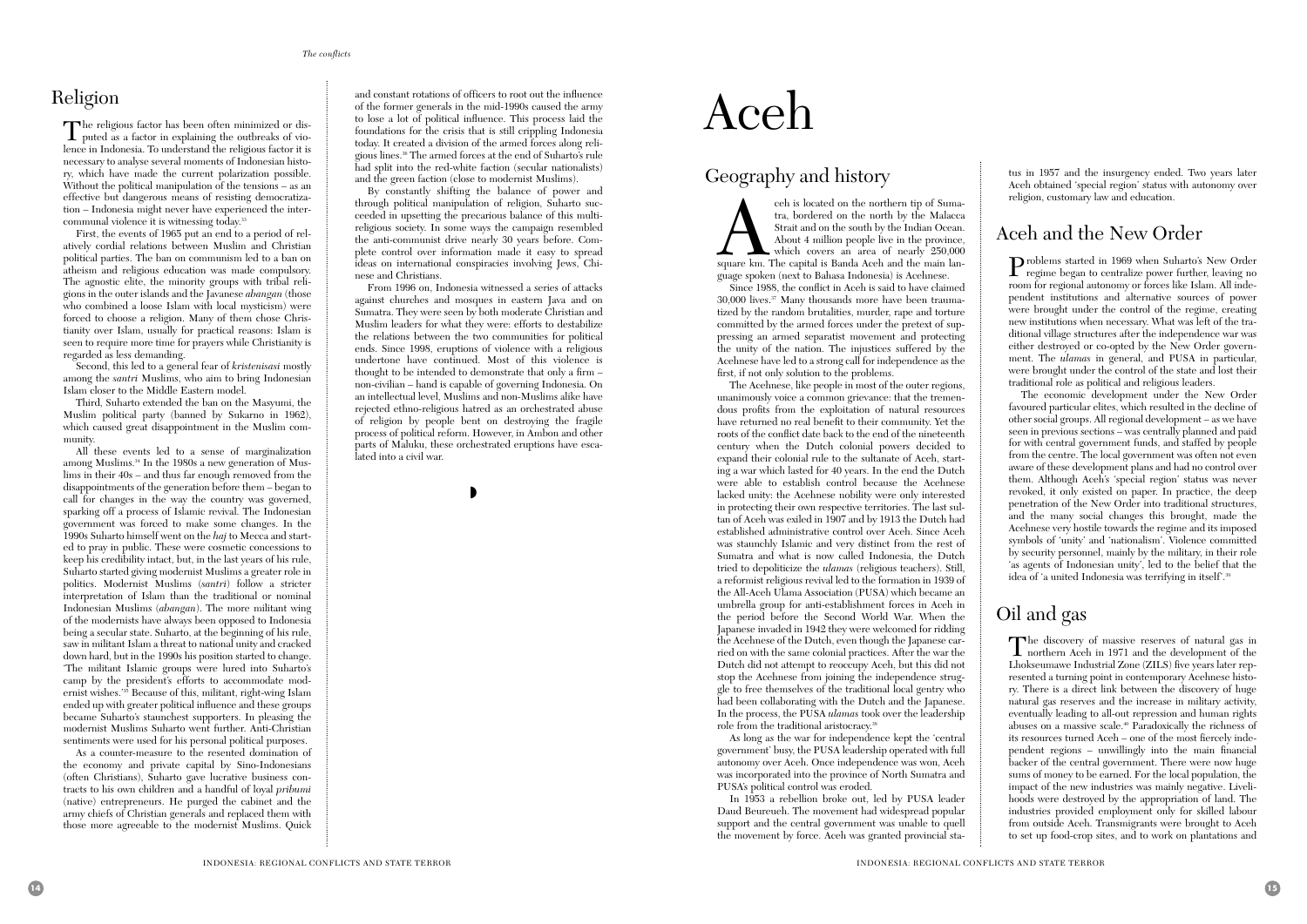## Religion

The religious factor has been often minimized or disputed as a factor in explaining the outbreaks of violence in Indonesia. To understand the religious factor it is necessary to analyse several moments of Indonesian history, which have made the current polarization possible. Without the political manipulation of the tensions – as an effective but dangerous means of resisting democratization – Indonesia might never have experienced the intercommunal violence it is witnessing today.[33]

First, the events of 1965 put an end to a period of relatively cordial relations between Muslim and Christian political parties. The ban on communism led to a ban on atheism and religious education was made compulsory. The agnostic elite, the minority groups with tribal religions in the outer islands and the Javanese *abangan* (those who combined a loose Islam with local mysticism) were forced to choose a religion. Many of them chose Christianity over Islam, usually for practical reasons: Islam is seen to require more time for prayers while Christianity is regarded as less demanding.

Second, this led to a general fear of *kristenisasi* mostly among the *santri* Muslims, who aim to bring Indonesian Islam closer to the Middle Eastern model.

Third, Suharto extended the ban on the Masyumi, the Muslim political party (banned by Sukarno in 1962), which caused great disappointment in the Muslim community.

All these events led to a sense of marginalization among Muslims.[34] In the 1980s a new generation of Muslims in their 40s – and thus far enough removed from the disappointments of the generation before them – began to call for changes in the way the country was governed, sparking off a process of Islamic revival. The Indonesian government was forced to make some changes. In the 1990s Suharto himself went on the *haj* to Mecca and started to pray in public. These were cosmetic concessions to keep his credibility intact, but, in the last years of his rule, Suharto started giving modernist Muslims a greater role in politics. Modernist Muslims (*santri*) follow a stricter interpretation of Islam than the traditional or nominal Indonesian Muslims (*abangan*). The more militant wing of the modernists have always been opposed to Indonesia being a secular state. Suharto, at the beginning of his rule, saw in militant Islam a threat to national unity and cracked down hard, but in the 1990s his position started to change. 'The militant Islamic groups were lured into Suharto's camp by the president's efforts to accommodate modernist wishes.'[35] Because of this, militant, right-wing Islam ended up with greater political influence and these groups became Suharto's staunchest supporters. In pleasing the modernist Muslims Suharto went further. Anti-Christian sentiments were used for his personal political purposes.

As a counter-measure to the resented domination of the economy and private capital by Sino-Indonesians (often Christians), Suharto gave lucrative business contracts to his own children and a handful of loyal *pribumi* (native) entrepreneurs. He purged the cabinet and the army chiefs of Christian generals and replaced them with those more agreeable to the modernist Muslims. Quick and constant rotations of officers to root out the influence of the former generals in the mid-1990s caused the army to lose a lot of political influence. This process laid the foundations for the crisis that is still crippling Indonesia today. It created a division of the armed forces along religious lines.[36] The armed forces at the end of Suharto's rule had split into the red-white faction (secular nationalists) and the green faction (close to modernist Muslims).

By constantly shifting the balance of power and through political manipulation of religion, Suharto succeeded in upsetting the precarious balance of this multi-religious society. In some ways the campaign resembled the anti-communist drive nearly 30 years before. Complete control over information made it easy to spread ideas on international conspiracies involving Jews, Chinese and Christians.

From 1996 on, Indonesia witnessed a series of attacks against churches and mosques in eastern Java and on Sumatra. They were seen by both moderate Christian and Muslim leaders for what they were: efforts to destabilize the relations between the two communities for political ends. Since 1998, eruptions of violence with a religious undertone have continued. Most of this violence is thought to be intended to demonstrate that only a firm – non-civilian – hand is capable of governing Indonesia. On an intellectual level, Muslims and non-Muslims alike have rejected ethno-religious hatred as an orchestrated abuse of religion by people bent on destroying the fragile process of political reform. However, in Ambon and other parts of Maluku, these orchestrated eruptions have escalated into a civil war.

# Aceh

## Geography and history

Aceh is located on the northern tip of Sumatra, bordered on the north by the Malacca Strait and on the south by the Indian Ocean. About 4 million people live in the province, which covers an area of nearly 250,000 square km. The capital is Banda Aceh and the main language spoken (next to Bahasa Indonesia) is Acehnese.

Since 1988, the conflict in Aceh is said to have claimed 30,000 lives.[37] Many thousands more have been traumatized by the random brutalities, murder, rape and torture committed by the armed forces under the pretext of suppressing an armed separatist movement and protecting the unity of the nation. The injustices suffered by the Acehnese have led to a strong call for independence as the first, if not only solution to the problems.

The Acehnese, like people in most of the outer regions, unanimously voice a common grievance: that the tremendous profits from the exploitation of natural resources have returned no real benefit to their community. Yet the roots of the conflict date back to the end of the nineteenth century when the Dutch colonial powers decided to expand their colonial rule to the sultanate of Aceh, starting a war which lasted for 40 years. In the end the Dutch were able to establish control because the Acehnese lacked unity: the Acehnese nobility were only interested in protecting their own respective territories. The last sultan of Aceh was exiled in 1907 and by 1913 the Dutch had established administrative control over Aceh. Since Aceh was staunchly Islamic and very distinct from the rest of Sumatra and what is now called Indonesia, the Dutch tried to depoliticize the *ulamas* (religious teachers). Still, a reformist religious revival led to the formation in 1939 of the All-Aceh Ulama Association (PUSA) which became an umbrella group for anti-establishment forces in Aceh in the period before the Second World War. When the Japanese invaded in 1942 they were welcomed for ridding the Acehnese of the Dutch, even though the Japanese carried on with the same colonial practices. After the war the Dutch did not attempt to reoccupy Aceh, but this did not stop the Acehnese from joining the independence struggle to free themselves of the traditional local gentry who had been collaborating with the Dutch and the Japanese. In the process, the PUSA *ulamas* took over the leadership role from the traditional aristocracy.[38]

As long as the war for independence kept the 'central government' busy, the PUSA leadership operated with full autonomy over Aceh. Once independence was won, Aceh was incorporated into the province of North Sumatra and PUSA's political control was eroded.

In 1953 a rebellion broke out, led by PUSA leader Daud Beureueh. The movement had widespread popular support and the central government was unable to quell the movement by force. Aceh was granted provincial status in 1957 and the insurgency ended. Two years later Aceh obtained 'special region' status with autonomy over religion, customary law and education.

## Aceh and the New Order

Problems started in 1969 when Suharto's New Order regime began to centralize power further, leaving no room for regional autonomy or forces like Islam. All independent institutions and alternative sources of power were brought under the control of the regime, creating new institutions when necessary. What was left of the traditional village structures after the independence war was either destroyed or co-opted by the New Order government. The *ulamas* in general, and PUSA in particular, were brought under the control of the state and lost their traditional role as political and religious leaders.

The economic development under the New Order favoured particular elites, which resulted in the decline of other social groups. All regional development – as we have seen in previous sections – was centrally planned and paid for with central government funds, and staffed by people from the centre. The local government was often not even aware of these development plans and had no control over them. Although Aceh's 'special region' status was never revoked, it only existed on paper. In practice, the deep penetration of the New Order into traditional structures, and the many social changes this brought, made the Acehnese very hostile towards the regime and its imposed symbols of 'unity' and 'nationalism'. Violence committed by security personnel, mainly by the military, in their role 'as agents of Indonesian unity', led to the belief that the idea of 'a united Indonesia was terrifying in itself'.[39]

## Oil and gas

The discovery of massive reserves of natural gas in northern Aceh in 1971 and the development of the Lhokseumawe Industrial Zone (ZILS) five years later represented a turning point in contemporary Acehnese history. There is a direct link between the discovery of huge natural gas reserves and the increase in military activity, eventually leading to all-out repression and human rights abuses on a massive scale.[40] Paradoxically the richness of its resources turned Aceh – one of the most fiercely independent regions – unwillingly into the main financial backer of the central government. There were now huge sums of money to be earned. For the local population, the impact of the new industries was mainly negative. Livelihoods were destroyed by the appropriation of land. The industries provided employment only for skilled labour from outside Aceh. Transmigrants were brought to Aceh to set up food-crop sites, and to work on plantations and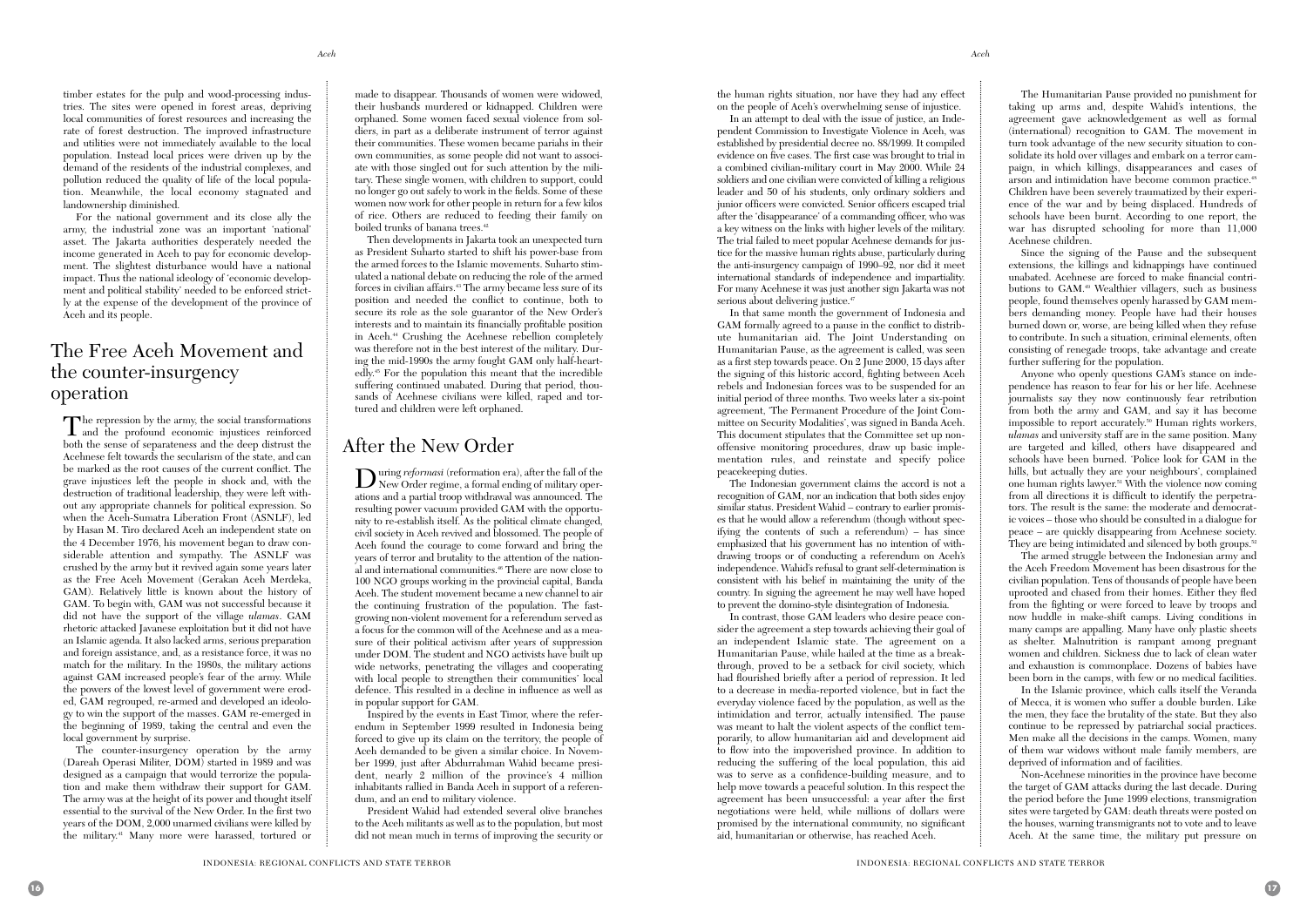timber estates for the pulp and wood-processing industries. The sites were opened in forest areas, depriving local communities of forest resources and increasing the rate of forest destruction. The improved infrastructure and utilities were not immediately available to the local population. Instead local prices were driven up by the demand of the residents of the industrial complexes, and pollution reduced the quality of life of the local population. Meanwhile, the local economy stagnated and landownership diminished.

For the national government and its close ally the army, the industrial zone was an important 'national' asset. The Jakarta authorities desperately needed the income generated in Aceh to pay for economic development. The slightest disturbance would have a national impact. Thus the national ideology of 'economic development and political stability' needed to be enforced strictly at the expense of the development of the province of Aceh and its people.

## The Free Aceh Movement and the counter-insurgency operation

The repression by the army, the social transformations and the profound economic injustices reinforced both the sense of separateness and the deep distrust the Acehnese felt towards the secularism of the state, and can be marked as the root causes of the current conflict. The grave injustices left the people in shock and, with the destruction of traditional leadership, they were left without any appropriate channels for political expression. So when the Aceh-Sumatra Liberation Front (ASNLF), led by Hasan M. Tiro declared Aceh an independent state on the 4 December 1976, his movement began to draw considerable attention and sympathy. The ASNLF was crushed by the army but it revived again some years later as the Free Aceh Movement (Gerakan Aceh Merdeka, GAM). Relatively little is known about the history of GAM. To begin with, GAM was not successful because it did not have the support of the village *ulamas*. GAM rhetoric attacked Javanese exploitation but it did not have an Islamic agenda. It also lacked arms, serious preparation and foreign assistance, and, as a resistance force, it was no match for the military. In the 1980s, the military actions against GAM increased people's fear of the army. While the powers of the lowest level of government were eroded, GAM regrouped, re-armed and developed an ideology to win the support of the masses. GAM re-emerged in the beginning of 1989, taking the central and even the local government by surprise.

The counter-insurgency operation by the army (Dareah Operasi Militer, DOM) started in 1989 and was designed as a campaign that would terrorize the population and make them withdraw their support for GAM. The army was at the height of its power and thought itself essential to the survival of the New Order. In the first two years of the DOM, 2,000 unarmed civilians were killed by the military.[41] Many more were harassed, tortured or made to disappear. Thousands of women were widowed, their husbands murdered or kidnapped. Children were orphaned. Some women faced sexual violence from soldiers, in part as a deliberate instrument of terror against their communities. These women became pariahs in their own communities, as some people did not want to associate with those singled out for such attention by the military. These single women, with children to support, could no longer go out safely to work in the fields. Some of these women now work for other people in return for a few kilos of rice. Others are reduced to feeding their family on boiled trunks of banana trees.[42]

Then developments in Jakarta took an unexpected turn as President Suharto started to shift his power-base from the armed forces to the Islamic movements. Suharto stimulated a national debate on reducing the role of the armed forces in civilian affairs.[43] The army became less sure of its position and needed the conflict to continue, both to secure its role as the sole guarantor of the New Order's interests and to maintain its financially profitable position in Aceh.[44] Crushing the Acehnese rebellion completely was therefore not in the best interest of the military. During the mid-1990s the army fought GAM only half-heartedly.[45] For the population this meant that the incredible suffering continued unabated. During that period, thousands of Acehnese civilians were killed, raped and tortured and children were left orphaned.

## After the New Order

During *reformasi* (reformation era), after the fall of the New Order regime, a formal ending of military operations and a partial troop withdrawal was announced. The resulting power vacuum provided GAM with the opportunity to re-establish itself. As the political climate changed, civil society in Aceh revived and blossomed. The people of Aceh found the courage to come forward and bring the years of terror and brutality to the attention of the national and international communities.[46] There are now close to 100 NGO groups working in the provincial capital, Banda Aceh. The student movement became a new channel to air the continuing frustration of the population. The fast-growing non-violent movement for a referendum served as a focus for the common will of the Acehnese and as a measure of their political activism after years of suppression under DOM. The student and NGO activists have built up wide networks, penetrating the villages and cooperating with local people to strengthen their communities' local defence. This resulted in a decline in influence as well as in popular support for GAM.

Inspired by the events in East Timor, where the referendum in September 1999 resulted in Indonesia being forced to give up its claim on the territory, the people of Aceh demanded to be given a similar choice. In November 1999, just after Abdurrahman Wahid became president, nearly 2 million of the province's 4 million inhabitants rallied in Banda Aceh in support of a referendum, and an end to military violence.

President Wahid had extended several olive branches to the Aceh militants as well as to the population, but most did not mean much in terms of improving the security or the human rights situation, nor have they had any effect on the people of Aceh's overwhelming sense of injustice.

In an attempt to deal with the issue of justice, an Independent Commission to Investigate Violence in Aceh, was established by presidential decree no. 88/1999. It compiled evidence on five cases. The first case was brought to trial in a combined civilian-military court in May 2000. While 24 soldiers and one civilian were convicted of killing a religious leader and 50 of his students, only ordinary soldiers and junior officers were convicted. Senior officers escaped trial after the 'disappearance' of a commanding officer, who was a key witness on the links with higher levels of the military. The trial failed to meet popular Acehnese demands for justice for the massive human rights abuse, particularly during the anti-insurgency campaign of 1990–92, nor did it meet international standards of independence and impartiality. For many Acehnese it was just another sign Jakarta was not serious about delivering justice.[47]

In that same month the government of Indonesia and GAM formally agreed to a pause in the conflict to distribute humanitarian aid. The Joint Understanding on Humanitarian Pause, as the agreement is called, was seen as a first step towards peace. On 2 June 2000, 15 days after the signing of this historic accord, fighting between Aceh rebels and Indonesian forces was to be suspended for an initial period of three months. Two weeks later a six-point agreement, 'The Permanent Procedure of the Joint Committee on Security Modalities', was signed in Banda Aceh. This document stipulates that the Committee set up non-offensive monitoring procedures, draw up basic implementation rules, and reinstate and specify police peacekeeping duties.

The Indonesian government claims the accord is not a recognition of GAM, nor an indication that both sides enjoy similar status. President Wahid – contrary to earlier promises that he would allow a referendum (though without specifying the contents of such a referendum) – has since emphasized that his government has no intention of withdrawing troops or of conducting a referendum on Aceh's independence. Wahid's refusal to grant self-determination is consistent with his belief in maintaining the unity of the country. In signing the agreement he may well have hoped to prevent the domino-style disintegration of Indonesia.

In contrast, those GAM leaders who desire peace consider the agreement a step towards achieving their goal of an independent Islamic state. The agreement on a Humanitarian Pause, while hailed at the time as a breakthrough, proved to be a setback for civil society, which had flourished briefly after a period of repression. It led to a decrease in media-reported violence, but in fact the everyday violence faced by the population, as well as the intimidation and terror, actually intensified. The pause was meant to halt the violent aspects of the conflict temporarily, to allow humanitarian aid and development aid to flow into the impoverished province. In addition to reducing the suffering of the local population, this aid was to serve as a confidence-building measure, and to help move towards a peaceful solution. In this respect the agreement has been unsuccessful: a year after the first negotiations were held, while millions of dollars were promised by the international community, no significant aid, humanitarian or otherwise, has reached Aceh.

The Humanitarian Pause provided no punishment for taking up arms and, despite Wahid's intentions, the agreement gave acknowledgement as well as formal (international) recognition to GAM. The movement in turn took advantage of the new security situation to consolidate its hold over villages and embark on a terror campaign, in which killings, disappearances and cases of arson and intimidation have become common practice.[48] Children have been severely traumatized by their experience of the war and by being displaced. Hundreds of schools have been burnt. According to one report, the war has disrupted schooling for more than 11,000 Acehnese children.

Since the signing of the Pause and the subsequent extensions, the killings and kidnappings have continued unabated. Acehnese are forced to make financial contributions to GAM.[49] Wealthier villagers, such as business people, found themselves openly harassed by GAM members demanding money. People have had their houses burned down or, worse, are being killed when they refuse to contribute. In such a situation, criminal elements, often consisting of renegade troops, take advantage and create further suffering for the population.

Anyone who openly questions GAM's stance on independence has reason to fear for his or her life. Acehnese journalists say they now continuously fear retribution from both the army and GAM, and say it has become impossible to report accurately.[50] Human rights workers, *ulamas* and university staff are in the same position. Many are targeted and killed, others have disappeared and schools have been burned. 'Police look for GAM in the hills, but actually they are your neighbours', complained one human rights lawyer.[51] With the violence now coming from all directions it is difficult to identify the perpetrators. The result is the same: the moderate and democratic voices – those who should be consulted in a dialogue for peace – are quickly disappearing from Acehnese society. They are being intimidated and silenced by both groups.[52]

The armed struggle between the Indonesian army and the Aceh Freedom Movement has been disastrous for the civilian population. Tens of thousands of people have been uprooted and chased from their homes. Either they fled from the fighting or were forced to leave by troops and now huddle in make-shift camps. Living conditions in many camps are appalling. Many have only plastic sheets as shelter. Malnutrition is rampant among pregnant women and children. Sickness due to lack of clean water and exhaustion is commonplace. Dozens of babies have been born in the camps, with few or no medical facilities.

In the Islamic province, which calls itself the Veranda of Mecca, it is women who suffer a double burden. Like the men, they face the brutality of the state. But they also continue to be repressed by patriarchal social practices. Men make all the decisions in the camps. Women, many of them war widows without male family members, are deprived of information and of facilities.

Non-Acehnese minorities in the province have become the target of GAM attacks during the last decade. During the period before the June 1999 elections, transmigration sites were targeted by GAM: death threats were posted on the houses, warning transmigrants not to vote and to leave Aceh. At the same time, the military put pressure on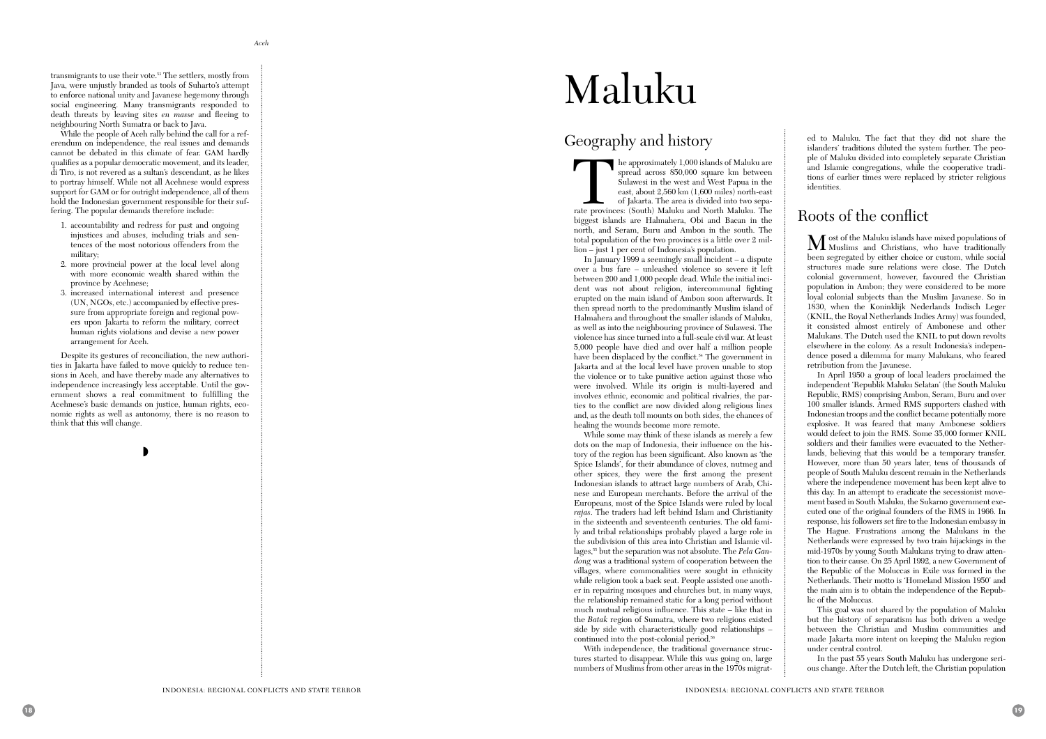transmigrants to use their vote.[53] The settlers, mostly from Java, were unjustly branded as tools of Suharto's attempt to enforce national unity and Javanese hegemony through social engineering. Many transmigrants responded to death threats by leaving sites *en masse* and fleeing to neighbouring North Sumatra or back to Java.

While the people of Aceh rally behind the call for a referendum on independence, the real issues and demands cannot be debated in this climate of fear. GAM hardly qualifies as a popular democratic movement, and its leader, di Tiro, is not revered as a sultan's descendant, as he likes to portray himself. While not all Acehnese would express support for GAM or for outright independence, all of them hold the Indonesian government responsible for their suffering. The popular demands therefore include:

1. accountability and redress for past and ongoing injustices and abuses, including trials and sentences of the most notorious offenders from the military;
2. more provincial power at the local level along with more economic wealth shared within the province by Acehnese;
3. increased international interest and presence (UN, NGOs, etc.) accompanied by effective pressure from appropriate foreign and regional powers upon Jakarta to reform the military, correct human rights violations and devise a new power arrangement for Aceh.

Despite its gestures of reconciliation, the new authorities in Jakarta have failed to move quickly to reduce tensions in Aceh, and have thereby made any alternatives to independence increasingly less acceptable. Until the government shows a real commitment to fulfilling the Acehnese's basic demands on justice, human rights, economic rights as well as autonomy, there is no reason to think that this will change.

# Maluku

## Geography and history

The approximately 1,000 islands of Maluku are spread across 850,000 square km between Sulawesi in the west and West Papua in the east, about 2,560 km (1,600 miles) north-east of Jakarta. The area is divided into two separate provinces: (South) Maluku and North Maluku. The biggest islands are Halmahera, Obi and Bacan in the north, and Seram, Buru and Ambon in the south. The total population of the two provinces is a little over 2 million – just 1 per cent of Indonesia's population.

In January 1999 a seemingly small incident – a dispute over a bus fare – unleashed violence so severe it left between 200 and 1,000 people dead. While the initial incident was not about religion, intercommunal fighting erupted on the main island of Ambon soon afterwards. It then spread north to the predominantly Muslim island of Halmahera and throughout the smaller islands of Maluku, as well as into the neighbouring province of Sulawesi. The violence has since turned into a full-scale civil war. At least 5,000 people have died and over half a million people have been displaced by the conflict.[54] The government in Jakarta and at the local level have proven unable to stop the violence or to take punitive action against those who were involved. While its origin is multi-layered and involves ethnic, economic and political rivalries, the parties to the conflict are now divided along religious lines and, as the death toll mounts on both sides, the chances of healing the wounds become more remote.

While some may think of these islands as merely a few dots on the map of Indonesia, their influence on the history of the region has been significant. Also known as 'the Spice Islands', for their abundance of cloves, nutmeg and other spices, they were the first among the present Indonesian islands to attract large numbers of Arab, Chinese and European merchants. Before the arrival of the Europeans, most of the Spice Islands were ruled by local *rajas*. The traders had left behind Islam and Christianity in the sixteenth and seventeenth centuries. The old family and tribal relationships probably played a large role in the subdivision of this area into Christian and Islamic villages,[55] but the separation was not absolute. The *Pela Gandong* was a traditional system of cooperation between the villages, where commonalities were sought in ethnicity while religion took a back seat. People assisted one another in repairing mosques and churches but, in many ways, the relationship remained static for a long period without much mutual religious influence. This state – like that in the *Batak* region of Sumatra, where two religions existed side by side with characteristically good relationships – continued into the post-colonial period.[56]

With independence, the traditional governance structures started to disappear. While this was going on, large numbers of Muslims from other areas in the 1970s migrated to Maluku. The fact that they did not share the islanders' traditions diluted the system further. The people of Maluku divided into completely separate Christian and Islamic congregations, while the cooperative traditions of earlier times were replaced by stricter religious identities.

## Roots of the conflict

Most of the Maluku islands have mixed populations of Muslims and Christians, who have traditionally been segregated by either choice or custom, while social structures made sure relations were close. The Dutch colonial government, however, favoured the Christian population in Ambon; they were considered to be more loyal colonial subjects than the Muslim Javanese. So in 1830, when the Koninklijk Nederlands Indisch Leger (KNIL, the Royal Netherlands Indies Army) was founded, it consisted almost entirely of Ambonese and other Malukans. The Dutch used the KNIL to put down revolts elsewhere in the colony. As a result Indonesia's independence posed a dilemma for many Malukans, who feared retribution from the Javanese.

In April 1950 a group of local leaders proclaimed the independent 'Republik Maluku Selatan' (the South Maluku Republic, RMS) comprising Ambon, Seram, Buru and over 100 smaller islands. Armed RMS supporters clashed with Indonesian troops and the conflict became potentially more explosive. It was feared that many Ambonese soldiers would defect to join the RMS. Some 35,000 former KNIL soldiers and their families were evacuated to the Netherlands, believing that this would be a temporary transfer. However, more than 50 years later, tens of thousands of people of South Maluku descent remain in the Netherlands where the independence movement has been kept alive to this day. In an attempt to eradicate the secessionist movement based in South Maluku, the Sukarno government executed one of the original founders of the RMS in 1966. In response, his followers set fire to the Indonesian embassy in The Hague. Frustrations among the Malukans in the Netherlands were expressed by two train hijackings in the mid-1970s by young South Malukans trying to draw attention to their cause. On 25 April 1992, a new Government of the Republic of the Moluccas in Exile was formed in the Netherlands. Their motto is 'Homeland Mission 1950' and the main aim is to obtain the independence of the Republic of the Moluccas.

This goal was not shared by the population of Maluku but the history of separatism has both driven a wedge between the Christian and Muslim communities and made Jakarta more intent on keeping the Maluku region under central control.

In the past 55 years South Maluku has undergone serious change. After the Dutch left, the Christian population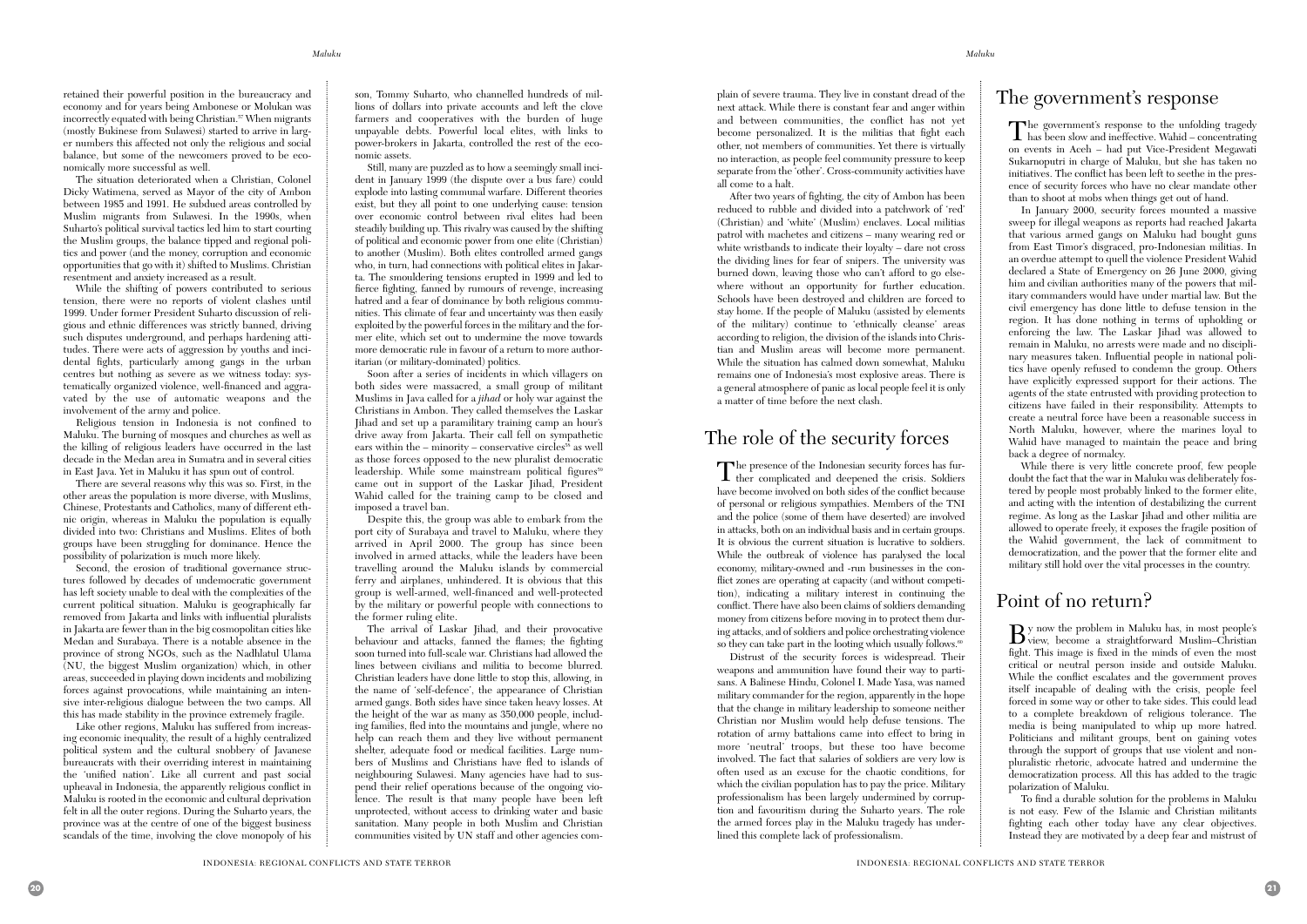retained their powerful position in the bureaucracy and economy and for years being Ambonese or Moluk­an was incorrectly equated with being Christian.[57] When migrants (mostly Bukinese from Sulawesi) started to arrive in larger numbers this affected not only the religious and social balance, but some of the newcomers proved to be economically more successful as well.

The situation deteriorated when a Christian, Colonel Dicky Watimena, served as Mayor of the city of Ambon between 1985 and 1991. He subdued areas controlled by Muslim migrants from Sulawesi. In the 1990s, when Suharto's political survival tactics led him to start courting the Muslim groups, the balance tipped and regional politics and power (and the money, corruption and economic opportunities that go with it) shifted to Muslims. Christian resentment and anxiety increased as a result.

While the shifting of powers contributed to serious tension, there were no reports of violent clashes until 1999. Under former President Suharto discussion of religious and ethnic differences was strictly banned, driving such disputes underground, and perhaps hardening attitudes. There were acts of aggression by youths and incidental fights, particularly among gangs in the urban centres but nothing as severe as we witness today: systematically organized violence, well-financed and aggravated by the use of automatic weapons and the involvement of the army and police.

Religious tension in Indonesia is not confined to Maluku. The burning of mosques and churches as well as the killing of religious leaders have occurred in the last decade in the Medan area in Sumatra and in several cities in East Java. Yet in Maluku it has spun out of control.

There are several reasons why this was so. First, in the other areas the population is more diverse, with Muslims, Chinese, Protestants and Catholics, many of different ethnic origin, whereas in Maluku the population is equally divided into two: Christians and Muslims. Elites of both groups have been struggling for dominance. Hence the possibility of polarization is much more likely.

Second, the erosion of traditional governance structures followed by decades of undemocratic government has left society unable to deal with the complexities of the current political situation. Maluku is geographically far removed from Jakarta and links with influential pluralists in Jakarta are fewer than in the big cosmopolitan cities like Medan and Surabaya. There is a notable absence in the province of strong NGOs, such as the Nadhlatul Ulama (NU, the biggest Muslim organization) which, in other areas, succeeded in playing down incidents and mobilizing forces against provocations, while maintaining an intensive inter-religious dialogue between the two camps. All this has made stability in the province extremely fragile.

Like other regions, Maluku has suffered from increasing economic inequality, the result of a highly centralized political system and the cultural snobbery of Javanese bureaucrats with their overriding interest in maintaining the 'unified nation'. Like all current and past social upheaval in Indonesia, the apparently religious conflict in Maluku is rooted in the economic and cultural deprivation felt in all the outer regions. During the Suharto years, the province was at the centre of one of the biggest business scandals of the time, involving the clove monopoly of his son, Tommy Suharto, who channelled hundreds of millions of dollars into private accounts and left the clove farmers and cooperatives with the burden of huge unpayable debts. Powerful local elites, with links to power-brokers in Jakarta, controlled the rest of the economic assets.

Still, many are puzzled as to how a seemingly small incident in January 1999 (the dispute over a bus fare) could explode into lasting communal warfare. Different theories exist, but they all point to one underlying cause: tension over economic control between rival elites had been steadily building up. This rivalry was caused by the shifting of political and economic power from one elite (Christian) to another (Muslim). Both elites controlled armed gangs who, in turn, had connections with political elites in Jakarta. The smouldering tensions erupted in 1999 and led to fierce fighting, fanned by rumours of revenge, increasing hatred and a fear of dominance by both religious communities. This climate of fear and uncertainty was then easily exploited by the powerful forces in the military and the former elite, which set out to undermine the move towards more democratic rule in favour of a return to more authoritarian (or military-dominated) politics.

Soon after a series of incidents in which villagers on both sides were massacred, a small group of militant Muslims in Java called for a *jihad* or holy war against the Christians in Ambon. They called themselves the Laskar Jihad and set up a paramilitary training camp an hour's drive away from Jakarta. Their call fell on sympathetic ears within the – minority – conservative circles[58] as well as those forces opposed to the new pluralist democratic leadership. While some mainstream political figures[59] came out in support of the Laskar Jihad, President Wahid called for the training camp to be closed and imposed a travel ban.

Despite this, the group was able to embark from the port city of Surabaya and travel to Maluku, where they arrived in April 2000. The group has since been involved in armed attacks, while the leaders have been travelling around the Maluku islands by commercial ferry and airplanes, unhindered. It is obvious that this group is well-armed, well-financed and well-protected by the military or powerful people with connections to the former ruling elite.

The arrival of Laskar Jihad, and their provocative behaviour and attacks, fanned the flames; the fighting soon turned into full-scale war. Christians had allowed the lines between civilians and militia to become blurred. Christian leaders have done little to stop this, allowing, in the name of 'self-defence', the appearance of Christian armed gangs. Both sides have since taken heavy losses. At the height of the war as many as 350,000 people, including families, fled into the mountains and jungle, where no help can reach them and they live without permanent shelter, adequate food or medical facilities. Large numbers of Muslims and Christians have fled to islands of neighbouring Sulawesi. Many agencies have had to suspend their relief operations because of the ongoing violence. The result is that many people have been left unprotected, without access to drinking water and basic sanitation. Many people in both Muslim and Christian communities visited by UN staff and other agencies complain of severe trauma. They live in constant dread of the next attack. While there is constant fear and anger within and between communities, the conflict has not yet become personalized. It is the militias that fight each other, not members of communities. Yet there is virtually no interaction, as people feel community pressure to keep separate from the 'other'. Cross-community activities have all come to a halt.

After two years of fighting, the city of Ambon has been reduced to rubble and divided into a patchwork of 'red' (Christian) and 'white' (Muslim) enclaves. Local militias patrol with machetes and citizens – many wearing red or white wristbands to indicate their loyalty – dare not cross the dividing lines for fear of snipers. The university was burned down, leaving those who can't afford to go elsewhere without an opportunity for further education. Schools have been destroyed and children are forced to stay home. If the people of Maluku (assisted by elements of the military) continue to 'ethnically cleanse' areas according to religion, the division of the islands into Christian and Muslim areas will become more permanent. While the situation has calmed down somewhat, Maluku remains one of Indonesia's most explosive areas. There is a general atmosphere of panic as local people feel it is only a matter of time before the next clash.

## The role of the security forces

The presence of the Indonesian security forces has further complicated and deepened the crisis. Soldiers have become involved on both sides of the conflict because of personal or religious sympathies. Members of the TNI and the police (some of them have deserted) are involved in attacks, both on an individual basis and in certain groups. It is obvious the current situation is lucrative to soldiers. While the outbreak of violence has paralysed the local economy, military-owned and -run businesses in the conflict zones are operating at capacity (and without competition), indicating a military interest in continuing the conflict. There have also been claims of soldiers demanding money from citizens before moving in to protect them during attacks, and of soldiers and police orchestrating violence so they can take part in the looting which usually follows.[60]

Distrust of the security forces is widespread. Their weapons and ammunition have found their way to partisans. A Balinese Hindu, Colonel I. Made Yasa, was named military commander for the region, apparently in the hope that the change in military leadership to someone neither Christian nor Muslim would help defuse tensions. The rotation of army battalions came into effect to bring in more 'neutral' troops, but these too have become involved. The fact that salaries of soldiers are very low is often used as an excuse for the chaotic conditions, for which the civilian population has to pay the price. Military professionalism has been largely undermined by corruption and favouritism during the Suharto years. The role the armed forces play in the Maluku tragedy has underlined this complete lack of professionalism.

## The government's response

The government's response to the unfolding tragedy has been slow and ineffective. Wahid – concentrating on events in Aceh – had put Vice-President Megawati Sukarnoputri in charge of Maluku, but she has taken no initiatives. The conflict has been left to seethe in the presence of security forces who have no clear mandate other than to shoot at mobs when things get out of hand.

In January 2000, security forces mounted a massive sweep for illegal weapons as reports had reached Jakarta that various armed gangs on Maluku had bought guns from East Timor's disgraced, pro-Indonesian militias. In an overdue attempt to quell the violence President Wahid declared a State of Emergency on 26 June 2000, giving him and civilian authorities many of the powers that military commanders would have under martial law. But the civil emergency has done little to defuse tension in the region. It has done nothing in terms of upholding or enforcing the law. The Laskar Jihad was allowed to remain in Maluku, no arrests were made and no disciplinary measures taken. Influential people in national politics have openly refused to condemn the group. Others have explicitly expressed support for their actions. The agents of the state entrusted with providing protection to citizens have failed in their responsibility. Attempts to create a neutral force have been a reasonable success in North Maluku, however, where the marines loyal to Wahid have managed to maintain the peace and bring back a degree of normalcy.

While there is very little concrete proof, few people doubt the fact that the war in Maluku was deliberately fostered by people most probably linked to the former elite, and acting with the intention of destabilizing the current regime. As long as the Laskar Jihad and other militia are allowed to operate freely, it exposes the fragile position of the Wahid government, the lack of commitment to democratization, and the power that the former elite and military still hold over the vital processes in the country.

## Point of no return?

By now the problem in Maluku has, in most people's view, become a straightforward Muslim–Christian fight. This image is fixed in the minds of even the most critical or neutral person inside and outside Maluku. While the conflict escalates and the government proves itself incapable of dealing with the crisis, people feel forced in some way or other to take sides. This could lead to a complete breakdown of religious tolerance. The media is being manipulated to whip up more hatred. Politicians and militant groups, bent on gaining votes through the support of groups that use violent and non-pluralistic rhetoric, advocate hatred and undermine the democratization process. All this has added to the tragic polarization of Maluku.

To find a durable solution for the problems in Maluku is not easy. Few of the Islamic and Christian militants fighting each other today have any clear objectives. Instead they are motivated by a deep fear and mistrust of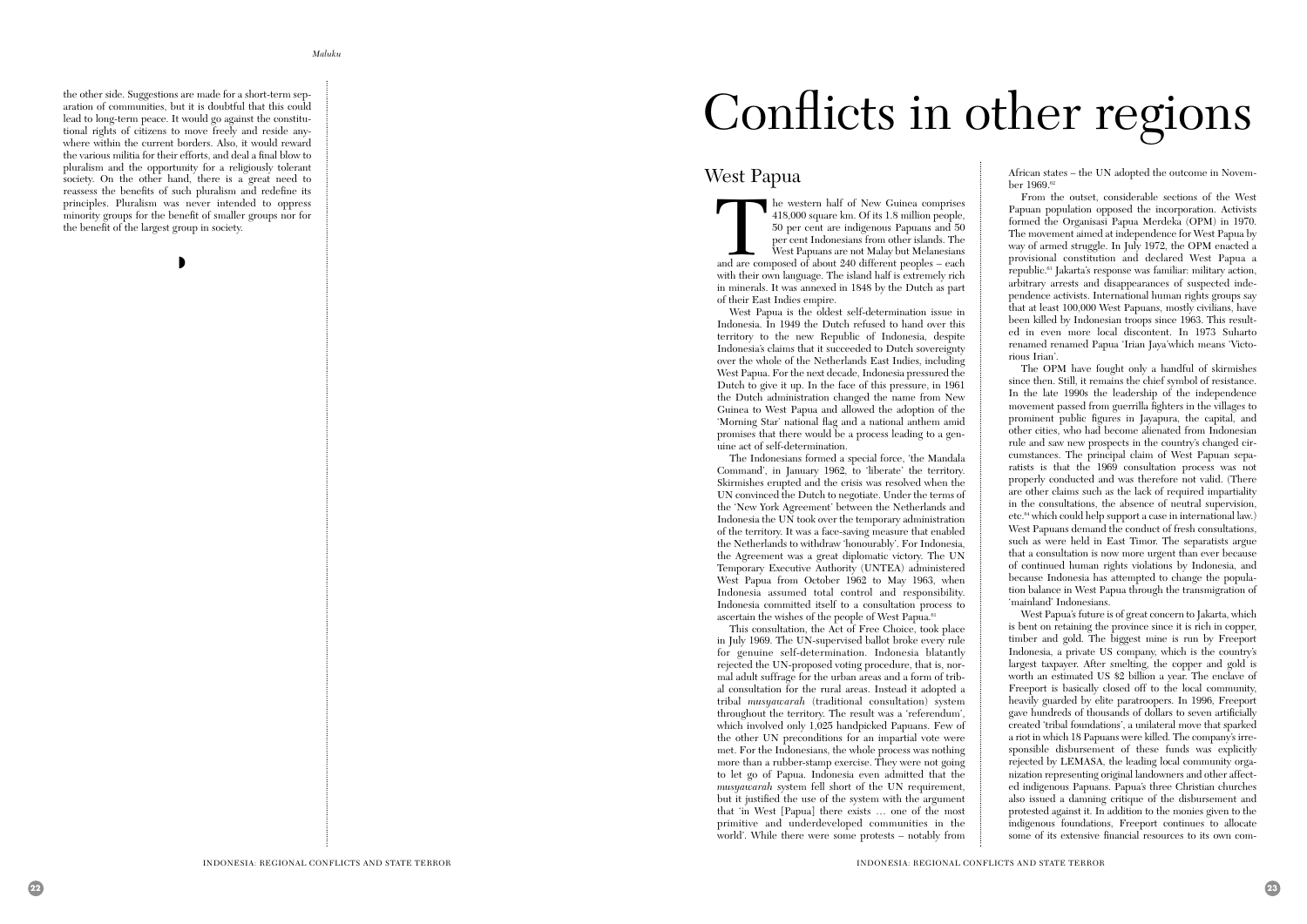the other side. Suggestions are made for a short-term separation of communities, but it is doubtful that this could lead to long-term peace. It would go against the constitutional rights of citizens to move freely and reside anywhere within the current borders. Also, it would reward the various militia for their efforts, and deal a final blow to pluralism and the opportunity for a religiously tolerant society. On the other hand, there is a great need to reassess the benefits of such pluralism and redefine its principles. Pluralism was never intended to oppress minority groups for the benefit of smaller groups nor for the benefit of the largest group in society.

# Conflicts in other regions

## West Papua

The western half of New Guinea comprises 418,000 square km. Of its 1.8 million people, 50 per cent are indigenous Papuans and 50 per cent Indonesians from other islands. The West Papuans are not Malay but Melanesians and are composed of about 240 different peoples – each with their own language. The island half is extremely rich in minerals. It was annexed in 1848 by the Dutch as part of their East Indies empire.

West Papua is the oldest self-determination issue in Indonesia. In 1949 the Dutch refused to hand over this territory to the new Republic of Indonesia, despite Indonesia's claims that it succeeded to Dutch sovereignty over the whole of the Netherlands East Indies, including West Papua. For the next decade, Indonesia pressured the Dutch to give it up. In the face of this pressure, in 1961 the Dutch administration changed the name from New Guinea to West Papua and allowed the adoption of the 'Morning Star' national flag and a national anthem amid promises that there would be a process leading to a genuine act of self-determination.

The Indonesians formed a special force, 'the Mandala Command', in January 1962, to 'liberate' the territory. Skirmishes erupted and the crisis was resolved when the UN convinced the Dutch to negotiate. Under the terms of the 'New York Agreement' between the Netherlands and Indonesia the UN took over the temporary administration of the territory. It was a face-saving measure that enabled the Netherlands to withdraw 'honourably'. For Indonesia, the Agreement was a great diplomatic victory. The UN Temporary Executive Authority (UNTEA) administered West Papua from October 1962 to May 1963, when Indonesia assumed total control and responsibility. Indonesia committed itself to a consultation process to ascertain the wishes of the people of West Papua.[61]

This consultation, the Act of Free Choice, took place in July 1969. The UN-supervised ballot broke every rule for genuine self-determination. Indonesia blatantly rejected the UN-proposed voting procedure, that is, normal adult suffrage for the urban areas and a form of tribal consultation for the rural areas. Instead it adopted a tribal *musyawarah* (traditional consultation) system throughout the territory. The result was a 'referendum', which involved only 1,025 handpicked Papuans. Few of the other UN preconditions for an impartial vote were met. For the Indonesians, the whole process was nothing more than a rubber-stamp exercise. They were not going to let go of Papua. Indonesia even admitted that the *musyawarah* system fell short of the UN requirement, but it justified the use of the system with the argument that 'in West [Papua] there exists … one of the most primitive and underdeveloped communities in the world'. While there were some protests – notably from African states – the UN adopted the outcome in November 1969.[62]

From the outset, considerable sections of the West Papuan population opposed the incorporation. Activists formed the Organisasi Papua Merdeka (OPM) in 1970. The movement aimed at independence for West Papua by way of armed struggle. In July 1972, the OPM enacted a provisional constitution and declared West Papua a republic.[63] Jakarta's response was familiar: military action, arbitrary arrests and disappearances of suspected independence activists. International human rights groups say that at least 100,000 West Papuans, mostly civilians, have been killed by Indonesian troops since 1963. This resulted in even more local discontent. In 1973 Suharto renamed renamed Papua 'Irian Jaya'which means 'Victorious Irian'.

The OPM have fought only a handful of skirmishes since then. Still, it remains the chief symbol of resistance. In the late 1990s the leadership of the independence movement passed from guerrilla fighters in the villages to prominent public figures in Jayapura, the capital, and other cities, who had become alienated from Indonesian rule and saw new prospects in the country's changed circumstances. The principal claim of West Papuan separatists is that the 1969 consultation process was not properly conducted and was therefore not valid. (There are other claims such as the lack of required impartiality in the consultations, the absence of neutral supervision, etc.[64] which could help support a case in international law.) West Papuans demand the conduct of fresh consultations, such as were held in East Timor. The separatists argue that a consultation is now more urgent than ever because of continued human rights violations by Indonesia, and because Indonesia has attempted to change the population balance in West Papua through the transmigration of 'mainland' Indonesians.

West Papua's future is of great concern to Jakarta, which is bent on retaining the province since it is rich in copper, timber and gold. The biggest mine is run by Freeport Indonesia, a private US company, which is the country's largest taxpayer. After smelting, the copper and gold is worth an estimated US $2 billion a year. The enclave of Freeport is basically closed off to the local community, heavily guarded by elite paratroopers. In 1996, Freeport gave hundreds of thousands of dollars to seven artificially created 'tribal foundations', a unilateral move that sparked a riot in which 18 Papuans were killed. The company's irresponsible disbursement of these funds was explicitly rejected by LEMASA, the leading local community organization representing original landowners and other affected indigenous Papuans. Papua's three Christian churches also issued a damning critique of the disbursement and protested against it. In addition to the monies given to the indigenous foundations, Freeport continues to allocate some of its extensive financial resources to its own com-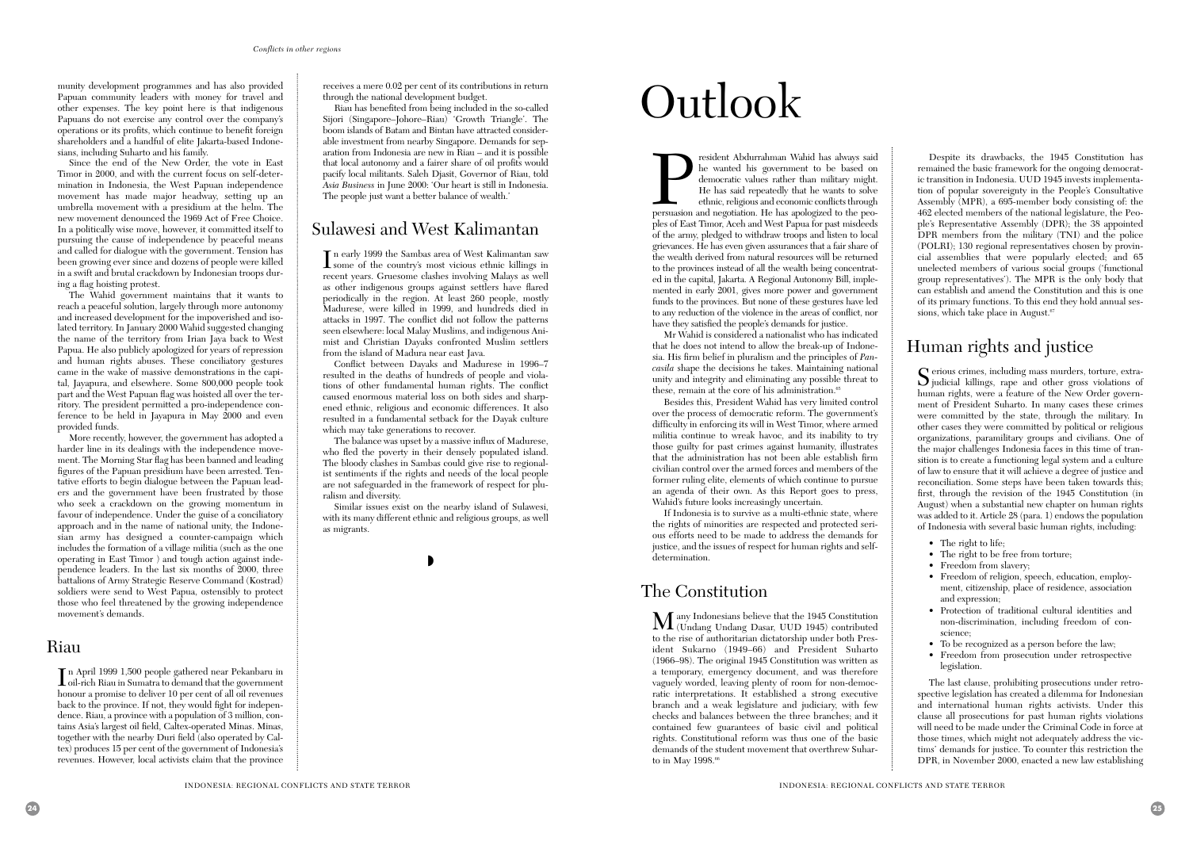munity development programmes and has also provided Papuan community leaders with money for travel and other expenses. The key point here is that indigenous Papuans do not exercise any control over the company's operations or its profits, which continue to benefit foreign shareholders and a handful of elite Jakarta-based Indonesians, including Suharto and his family.

Since the end of the New Order, the vote in East Timor in 2000, and with the current focus on self-determination in Indonesia, the West Papuan independence movement has made major headway, setting up an umbrella movement with a presidium at the helm. The new movement denounced the 1969 Act of Free Choice. In a politically wise move, however, it committed itself to pursuing the cause of independence by peaceful means and called for dialogue with the government. Tension has been growing ever since and dozens of people were killed in a swift and brutal crackdown by Indonesian troops during a flag hoisting protest.

The Wahid government maintains that it wants to reach a peaceful solution, largely through more autonomy and increased development for the impoverished and isolated territory. In January 2000 Wahid suggested changing the name of the territory from Irian Jaya back to West Papua. He also publicly apologized for years of repression and human rights abuses. These conciliatory gestures came in the wake of massive demonstrations in the capital, Jayapura, and elsewhere. Some 800,000 people took part and the West Papuan flag was hoisted all over the territory. The president permitted a pro-independence conference to be held in Jayapura in May 2000 and even provided funds.

More recently, however, the government has adopted a harder line in its dealings with the independence movement. The Morning Star flag has been banned and leading figures of the Papuan presidium have been arrested. Tentative efforts to begin dialogue between the Papuan leaders and the government have been frustrated by those who seek a crackdown on the growing momentum in favour of independence. Under the guise of a conciliatory approach and in the name of national unity, the Indonesian army has designed a counter-campaign which includes the formation of a village militia (such as the one operating in East Timor ) and tough action against independence leaders. In the last six months of 2000, three battalions of Army Strategic Reserve Command (Kostrad) soldiers were send to West Papua, ostensibly to protect those who feel threatened by the growing independence movement's demands.

## Riau

In April 1999 1,500 people gathered near Pekanbaru in oil-rich Riau in Sumatra to demand that the government honour a promise to deliver 10 per cent of all oil revenues back to the province. If not, they would fight for independence. Riau, a province with a population of 3 million, contains Asia's largest oil field, Caltex-operated Minas. Minas, together with the nearby Duri field (also operated by Caltex) produces 15 per cent of the government of Indonesia's revenues. However, local activists claim that the province receives a mere 0.02 per cent of its contributions in return through the national development budget.

Riau has benefited from being included in the so-called Sijori (Singapore–Johore–Riau) 'Growth Triangle'. The boom islands of Batam and Bintan have attracted considerable investment from nearby Singapore. Demands for separation from Indonesia are new in Riau – and it is possible that local autonomy and a fairer share of oil profits would pacify local militants. Saleh Djasit, Governor of Riau, told *Asia Business* in June 2000: 'Our heart is still in Indonesia. The people just want a better balance of wealth.'

## Sulawesi and West Kalimantan

In early 1999 the Sambas area of West Kalimantan saw some of the country's most vicious ethnic killings in recent years. Gruesome clashes involving Malays as well as other indigenous groups against settlers have flared periodically in the region. At least 260 people, mostly Madurese, were killed in 1999, and hundreds died in attacks in 1997. The conflict did not follow the patterns seen elsewhere: local Malay Muslims, and indigenous Animist and Christian Dayaks confronted Muslim settlers from the island of Madura near east Java.

Conflict between Dayaks and Madurese in 1996–7 resulted in the deaths of hundreds of people and violations of other fundamental human rights. The conflict caused enormous material loss on both sides and sharpened ethnic, religious and economic differences. It also resulted in a fundamental setback for the Dayak culture which may take generations to recover.

The balance was upset by a massive influx of Madurese, who fled the poverty in their densely populated island. The bloody clashes in Sambas could give rise to regionalist sentiments if the rights and needs of the local people are not safeguarded in the framework of respect for pluralism and diversity.

Similar issues exist on the nearby island of Sulawesi, with its many different ethnic and religious groups, as well as migrants.

# Outlook

President Abdurrahman Wahid has always said he wanted his government to be based on democratic values rather than military might. He has said repeatedly that he wants to solve ethnic, religious and economic conflicts through persuasion and negotiation. He has apologized to the peoples of East Timor, Aceh and West Papua for past misdeeds of the army, pledged to withdraw troops and listen to local grievances. He has even given assurances that a fair share of the wealth derived from natural resources will be returned to the provinces instead of all the wealth being concentrated in the capital, Jakarta. A Regional Autonomy Bill, implemented in early 2001, gives more power and government funds to the provinces. But none of these gestures have led to any reduction of the violence in the areas of conflict, nor have they satisfied the people's demands for justice.

Mr Wahid is considered a nationalist who has indicated that he does not intend to allow the break-up of Indonesia. His firm belief in pluralism and the principles of *Pancasila* shape the decisions he takes. Maintaining national unity and integrity and eliminating any possible threat to these, remain at the core of his administration.[85]

Besides this, President Wahid has very limited control over the process of democratic reform. The government's difficulty in enforcing its will in West Timor, where armed militia continue to wreak havoc, and its inability to try those guilty for past crimes against humanity, illustrates that the administration has not been able establish firm civilian control over the armed forces and members of the former ruling elite, elements of which continue to pursue an agenda of their own. As this Report goes to press, Wahid's future looks increasingly uncertain.

If Indonesia is to survive as a multi-ethnic state, where the rights of minorities are respected and protected serious efforts need to be made to address the demands for justice, and the issues of respect for human rights and self-determination.

## The Constitution

Many Indonesians believe that the 1945 Constitution (Undang Undang Dasar, UUD 1945) contributed to the rise of authoritarian dictatorship under both President Sukarno (1949–66) and President Suharto (1966–98). The original 1945 Constitution was written as a temporary, emergency document, and was therefore vaguely worded, leaving plenty of room for non-democratic interpretations. It established a strong executive branch and a weak legislature and judiciary, with few checks and balances between the three branches; and it contained few guarantees of basic civil and political rights. Constitutional reform was thus one of the basic demands of the student movement that overthrew Suharto in May 1998.[86]

Despite its drawbacks, the 1945 Constitution has remained the basic framework for the ongoing democratic transition in Indonesia. UUD 1945 invests implementation of popular sovereignty in the People's Consultative Assembly (MPR), a 695-member body consisting of: the 462 elected members of the national legislature, the People's Representative Assembly (DPR); the 38 appointed DPR members from the military (TNI) and the police (POLRI); 130 regional representatives chosen by provincial assemblies that were popularly elected; and 65 unelected members of various social groups ('functional group representatives'). The MPR is the only body that can establish and amend the Constitution and this is one of its primary functions. To this end they hold annual sessions, which take place in August.[87]

## Human rights and justice

Serious crimes, including mass murders, torture, extra-judicial killings, rape and other gross violations of human rights, were a feature of the New Order government of President Suharto. In many cases these crimes were committed by the state, through the military. In other cases they were committed by political or religious organizations, paramilitary groups and civilians. One of the major challenges Indonesia faces in this time of transition is to create a functioning legal system and a culture of law to ensure that it will achieve a degree of justice and reconciliation. Some steps have been taken towards this; first, through the revision of the 1945 Constitution (in August) when a substantial new chapter on human rights was added to it. Article 28 (para. 1) endows the population of Indonesia with several basic human rights, including:

- The right to life;
- The right to be free from torture;
- Freedom from slavery;
- Freedom of religion, speech, education, employment, citizenship, place of residence, association and expression;
- Protection of traditional cultural identities and non-discrimination, including freedom of conscience;
- To be recognized as a person before the law;
- Freedom from prosecution under retrospective legislation.

The last clause, prohibiting prosecutions under retrospective legislation has created a dilemma for Indonesian and international human rights activists. Under this clause all prosecutions for past human rights violations will need to be made under the Criminal Code in force at those times, which might not adequately address the victims' demands for justice. To counter this restriction the DPR, in November 2000, enacted a new law establishing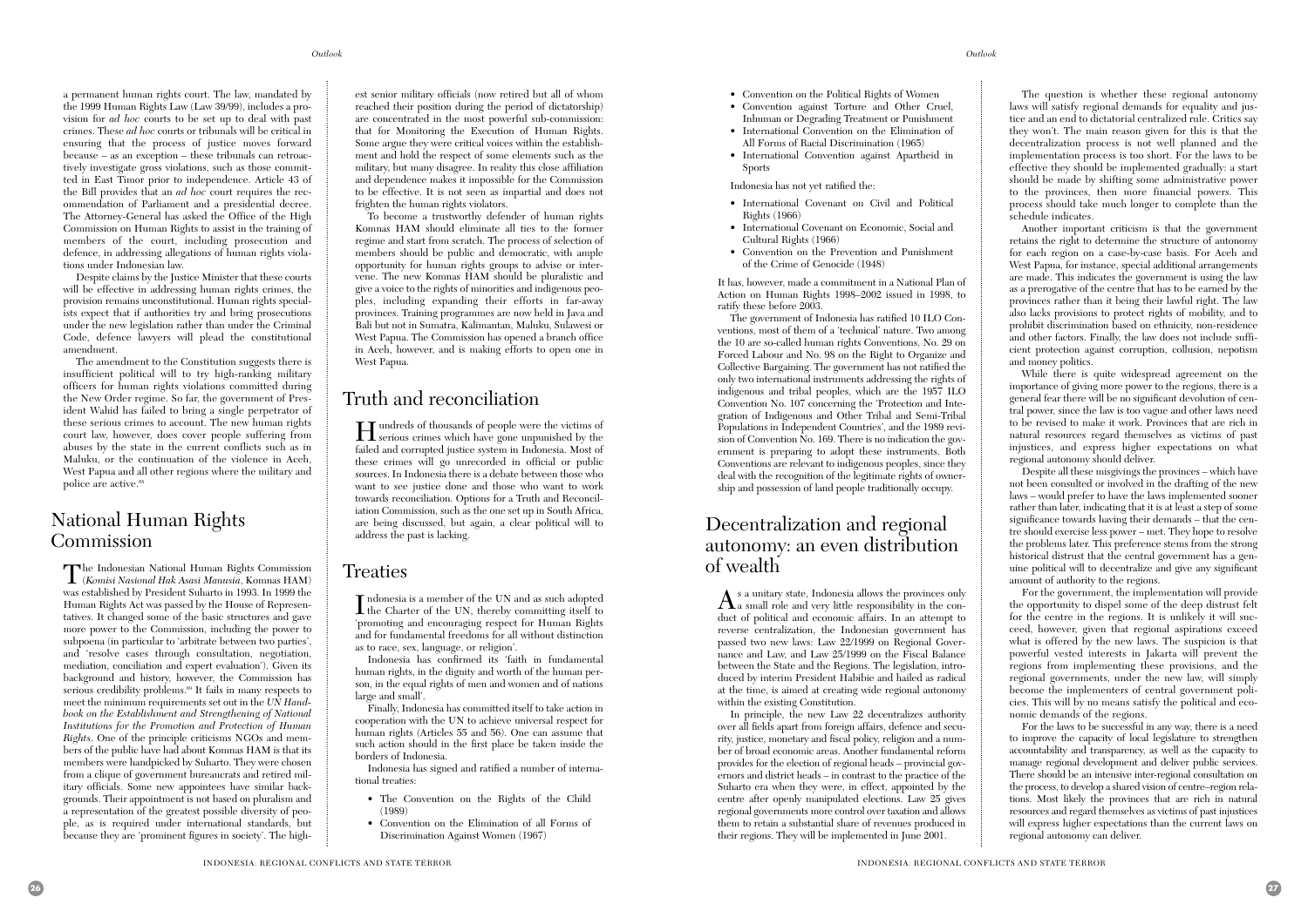a permanent human rights court. The law, mandated by the 1999 Human Rights Law (Law 39/99), includes a provision for *ad hoc* courts to be set up to deal with past crimes. These *ad hoc* courts or tribunals will be critical in ensuring that the process of justice moves forward because – as an exception – these tribunals can retroactively investigate gross violations, such as those committed in East Timor prior to independence. Article 43 of the Bill provides that an *ad hoc* court requires the recommendation of Parliament and a presidential decree. The Attorney-General has asked the Office of the High Commission on Human Rights to assist in the training of members of the court, including prosecution and defence, in addressing allegations of human rights violations under Indonesian law.

Despite claims by the Justice Minister that these courts will be effective in addressing human rights crimes, the provision remains unconstitutional. Human rights specialists expect that if authorities try and bring prosecutions under the new legislation rather than under the Criminal Code, defence lawyers will plead the constitutional amendment.

The amendment to the Constitution suggests there is insufficient political will to try high-ranking military officers for human rights violations committed during the New Order regime. So far, the government of President Wahid has failed to bring a single perpetrator of these serious crimes to account. The new human rights court law, however, does cover people suffering from abuses by the state in the current conflicts such as in Maluku, or the continuation of the violence in Aceh, West Papua and all other regions where the military and police are active.[68]

## National Human Rights Commission

The Indonesian National Human Rights Commission (*Komisi Nasional Hak Asasi Manusia*, Komnas HAM) was established by President Suharto in 1993. In 1999 the Human Rights Act was passed by the House of Representatives. It changed some of the basic structures and gave more power to the Commission, including the power to subpoena (in particular to 'arbitrate between two parties', and 'resolve cases through consultation, negotiation, mediation, conciliation and expert evaluation'). Given its background and history, however, the Commission has serious credibility problems.[69] It fails in many respects to meet the minimum requirements set out in the *UN Handbook on the Establishment and Strengthening of National Institutions for the Promotion and Protection of Human Rights*. One of the principle criticisms NGOs and members of the public have had about Komnas HAM is that its members were handpicked by Suharto. They were chosen from a clique of government bureaucrats and retired military officials. Some new appointees have similar backgrounds. Their appointment is not based on pluralism and a representation of the greatest possible diversity of people, as is required under international standards, but because they are 'prominent figures in society'. The highest senior military officials (now retired but all of whom reached their position during the period of dictatorship) are concentrated in the most powerful sub-commission: that for Monitoring the Execution of Human Rights. Some argue they were critical voices within the establishment and hold the respect of some elements such as the military, but many disagree. In reality this close affiliation and dependence makes it impossible for the Commission to be effective. It is not seen as impartial and does not frighten the human rights violators.

To become a trustworthy defender of human rights Komnas HAM should eliminate all ties to the former regime and start from scratch. The process of selection of members should be public and democratic, with ample opportunity for human rights groups to advise or intervene. The new Komnas HAM should be pluralistic and give a voice to the rights of minorities and indigenous peoples, including expanding their efforts in far-away provinces. Training programmes are now held in Java and Bali but not in Sumatra, Kalimantan, Maluku, Sulawesi or West Papua. The Commission has opened a branch office in Aceh, however, and is making efforts to open one in West Papua.

## Truth and reconciliation

Hundreds of thousands of people were the victims of serious crimes which have gone unpunished by the failed and corrupted justice system in Indonesia. Most of these crimes will go unrecorded in official or public sources. In Indonesia there is a debate between those who want to see justice done and those who want to work towards reconciliation. Options for a Truth and Reconciliation Commission, such as the one set up in South Africa, are being discussed, but again, a clear political will to address the past is lacking.

## Treaties

Indonesia is a member of the UN and as such adopted the Charter of the UN, thereby committing itself to 'promoting and encouraging respect for Human Rights and for fundamental freedoms for all without distinction as to race, sex, language, or religion'.

Indonesia has confirmed its 'faith in fundamental human rights, in the dignity and worth of the human person, in the equal rights of men and women and of nations large and small'.

Finally, Indonesia has committed itself to take action in cooperation with the UN to achieve universal respect for human rights (Articles 55 and 56). One can assume that such action should in the first place be taken inside the borders of Indonesia.

Indonesia has signed and ratified a number of international treaties:

- The Convention on the Rights of the Child (1989)
- Convention on the Elimination of all Forms of Discrimination Against Women (1967)
- Convention on the Political Rights of Women
- Convention against Torture and Other Cruel, Inhuman or Degrading Treatment or Punishment
- International Convention on the Elimination of All Forms of Racial Discrimination (1965)
- International Convention against Apartheid in Sports

Indonesia has not yet ratified the:

- International Covenant on Civil and Political Rights (1966)
- International Covenant on Economic, Social and Cultural Rights (1966)
- Convention on the Prevention and Punishment of the Crime of Genocide (1948)

It has, however, made a commitment in a National Plan of Action on Human Rights 1998–2002 issued in 1998, to ratify these before 2003.

The government of Indonesia has ratified 10 ILO Conventions, most of them of a 'technical' nature. Two among the 10 are so-called human rights Conventions, No. 29 on Forced Labour and No. 98 on the Right to Organize and Collective Bargaining. The government has not ratified the only two international instruments addressing the rights of indigenous and tribal peoples, which are the 1957 ILO Convention No. 107 concerning the 'Protection and Integration of Indigenous and Other Tribal and Semi-Tribal Populations in Independent Countries', and the 1989 revision of Convention No. 169. There is no indication the government is preparing to adopt these instruments. Both Conventions are relevant to indigenous peoples, since they deal with the recognition of the legitimate rights of ownership and possession of land people traditionally occupy.

## Decentralization and regional autonomy: an even distribution of wealth

As a unitary state, Indonesia allows the provinces only a small role and very little responsibility in the conduct of political and economic affairs. In an attempt to reverse centralization, the Indonesian government has passed two new laws: Law 22/1999 on Regional Governance and Law, and Law 25/1999 on the Fiscal Balance between the State and the Regions. The legislation, introduced by interim President Habibie and hailed as radical at the time, is aimed at creating wide regional autonomy within the existing Constitution.

In principle, the new Law 22 decentralizes authority over all fields apart from foreign affairs, defence and security, justice, monetary and fiscal policy, religion and a number of broad economic areas. Another fundamental reform provides for the election of regional heads – provincial governors and district heads – in contrast to the practice of the Suharto era when they were, in effect, appointed by the centre after openly manipulated elections. Law 25 gives regional governments more control over taxation and allows them to retain a substantial share of revenues produced in their regions. They will be implemented in June 2001.

The question is whether these regional autonomy laws will satisfy regional demands for equality and justice and an end to dictatorial centralized rule. Critics say they won't. The main reason given for this is that the decentralization process is not well planned and the implementation process is too short. For the laws to be effective they should be implemented gradually: a start should be made by shifting some administrative power to the provinces, then more financial powers. This process should take much longer to complete than the schedule indicates.

Another important criticism is that the government retains the right to determine the structure of autonomy for each region on a case-by-case basis. For Aceh and West Papua, for instance, special additional arrangements are made. This indicates the government is using the law as a prerogative of the centre that has to be earned by the provinces rather than it being their lawful right. The law also lacks provisions to protect rights of mobility, and to prohibit discrimination based on ethnicity, non-residence and other factors. Finally, the law does not include sufficient protection against corruption, collusion, nepotism and money politics.

While there is quite widespread agreement on the importance of giving more power to the regions, there is a general fear there will be no significant devolution of central power, since the law is too vague and other laws need to be revised to make it work. Provinces that are rich in natural resources regard themselves as victims of past injustices, and express higher expectations on what regional autonomy should deliver.

Despite all these misgivings the provinces – which have not been consulted or involved in the drafting of the new laws – would prefer to have the laws implemented sooner rather than later, indicating that it is at least a step of some significance towards having their demands – that the centre should exercise less power – met. They hope to resolve the problems later. This preference stems from the strong historical distrust that the central government has a genuine political will to decentralize and give any significant amount of authority to the regions.

For the government, the implementation will provide the opportunity to dispel some of the deep distrust felt for the centre in the regions. It is unlikely it will succeed, however, given that regional aspirations exceed what is offered by the new laws. The suspicion is that powerful vested interests in Jakarta will prevent the regions from implementing these provisions, and the regional governments, under the new law, will simply become the implementers of central government policies. This will by no means satisfy the political and economic demands of the regions.

For the laws to be successful in any way, there is a need to improve the capacity of local legislature to strengthen accountability and transparency, as well as the capacity to manage regional development and deliver public services. There should be an intensive inter-regional consultation on the process, to develop a shared vision of centre–region relations. Most likely the provinces that are rich in natural resources and regard themselves as victims of past injustices will express higher expectations than the current laws on regional autonomy can deliver.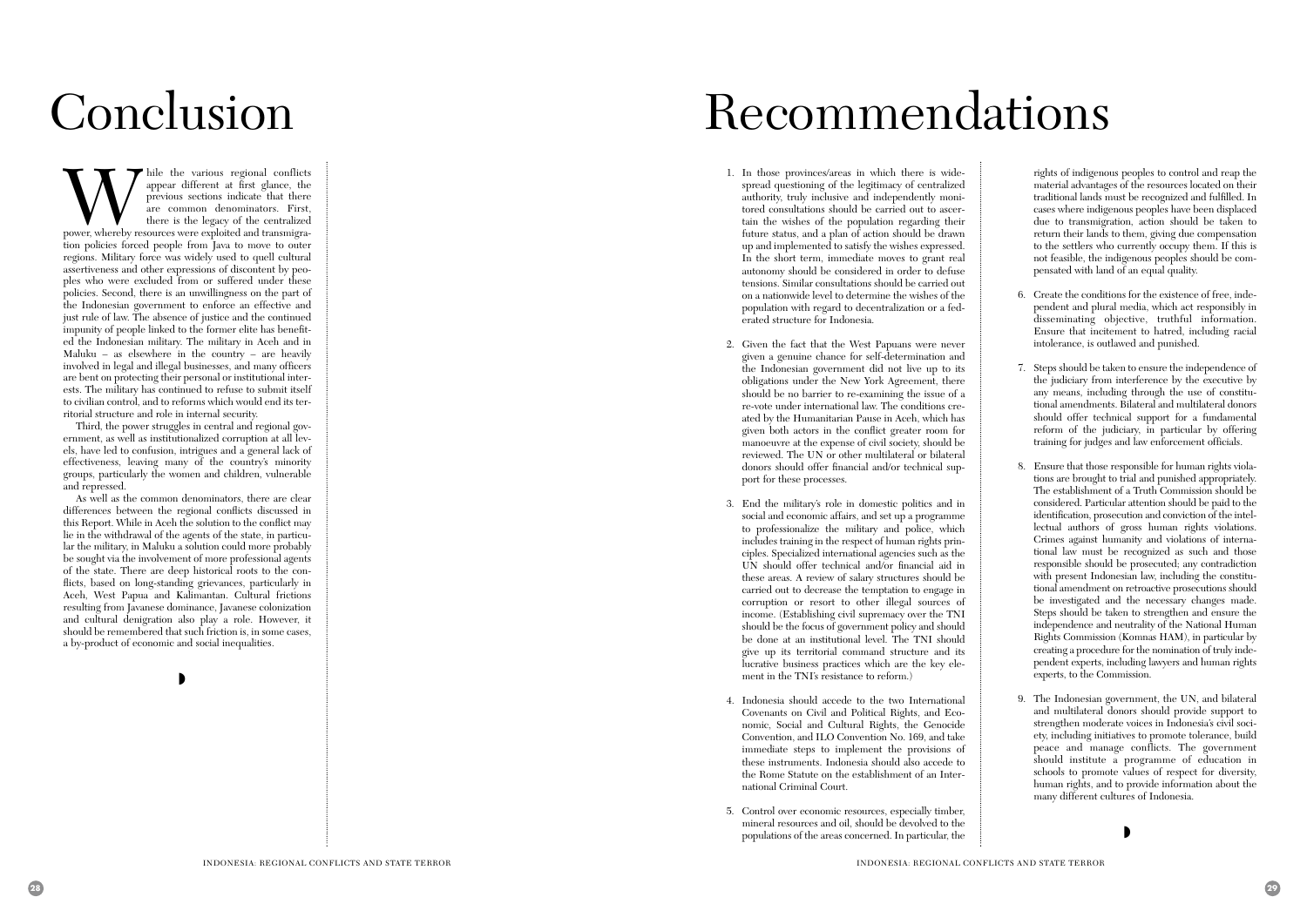# Conclusion

While the various regional conflicts appear different at first glance, the previous sections indicate that there are common denominators. First, there is the legacy of the centralized power, whereby resources were exploited and transmigration policies forced people from Java to move to outer regions. Military force was widely used to quell cultural assertiveness and other expressions of discontent by peoples who were excluded from or suffered under these policies. Second, there is an unwillingness on the part of the Indonesian government to enforce an effective and just rule of law. The absence of justice and the continued impunity of people linked to the former elite has benefited the Indonesian military. The military in Aceh and in Maluku – as elsewhere in the country – are heavily involved in legal and illegal businesses, and many officers are bent on protecting their personal or institutional interests. The military has continued to refuse to submit itself to civilian control, and to reforms which would end its territorial structure and role in internal security.

Third, the power struggles in central and regional government, as well as institutionalized corruption at all levels, have led to confusion, intrigues and a general lack of effectiveness, leaving many of the country's minority groups, particularly the women and children, vulnerable and repressed.

As well as the common denominators, there are clear differences between the regional conflicts discussed in this Report. While in Aceh the solution to the conflict may lie in the withdrawal of the agents of the state, in particular the military, in Maluku a solution could more probably be sought via the involvement of more professional agents of the state. There are deep historical roots to the conflicts, based on long-standing grievances, particularly in Aceh, West Papua and Kalimantan. Cultural frictions resulting from Javanese dominance, Javanese colonization and cultural denigration also play a role. However, it should be remembered that such friction is, in some cases, a by-product of economic and social inequalities.

# Recommendations

1. In those provinces/areas in which there is widespread questioning of the legitimacy of centralized authority, truly inclusive and independently monitored consultations should be carried out to ascertain the wishes of the population regarding their future status, and a plan of action should be drawn up and implemented to satisfy the wishes expressed. In the short term, immediate moves to grant real autonomy should be considered in order to defuse tensions. Similar consultations should be carried out on a nationwide level to determine the wishes of the population with regard to decentralization or a federated structure for Indonesia.

2. Given the fact that the West Papuans were never given a genuine chance for self-determination and the Indonesian government did not live up to its obligations under the New York Agreement, there should be no barrier to re-examining the issue of a re-vote under international law. The conditions created by the Humanitarian Pause in Aceh, which has given both actors in the conflict greater room for manoeuvre at the expense of civil society, should be reviewed. The UN or other multilateral or bilateral donors should offer financial and/or technical support for these processes.

3. End the military's role in domestic politics and in social and economic affairs, and set up a programme to professionalize the military and police, which includes training in the respect of human rights principles. Specialized international agencies such as the UN should offer technical and/or financial aid in these areas. A review of salary structures should be carried out to decrease the temptation to engage in corruption or resort to other illegal sources of income. (Establishing civil supremacy over the TNI should be the focus of government policy and should be done at an institutional level. The TNI should give up its territorial command structure and its lucrative business practices which are the key element in the TNI's resistance to reform.)

4. Indonesia should accede to the two International Covenants on Civil and Political Rights, and Economic, Social and Cultural Rights, the Genocide Convention, and ILO Convention No. 169, and take immediate steps to implement the provisions of these instruments. Indonesia should also accede to the Rome Statute on the establishment of an International Criminal Court.

5. Control over economic resources, especially timber, mineral resources and oil, should be devolved to the populations of the areas concerned. In particular, the rights of indigenous peoples to control and reap the material advantages of the resources located on their traditional lands must be recognized and fulfilled. In cases where indigenous peoples have been displaced due to transmigration, action should be taken to return their lands to them, giving due compensation to the settlers who currently occupy them. If this is not feasible, the indigenous peoples should be compensated with land of an equal quality.

6. Create the conditions for the existence of free, independent and plural media, which act responsibly in disseminating objective, truthful information. Ensure that incitement to hatred, including racial intolerance, is outlawed and punished.

7. Steps should be taken to ensure the independence of the judiciary from interference by the executive by any means, including through the use of constitutional amendments. Bilateral and multilateral donors should offer technical support for a fundamental reform of the judiciary, in particular by offering training for judges and law enforcement officials.

8. Ensure that those responsible for human rights violations are brought to trial and punished appropriately. The establishment of a Truth Commission should be considered. Particular attention should be paid to the identification, prosecution and conviction of the intellectual authors of gross human rights violations. Crimes against humanity and violations of international law must be recognized as such and those responsible should be prosecuted; any contradiction with present Indonesian law, including the constitutional amendment on retroactive prosecutions should be investigated and the necessary changes made. Steps should be taken to strengthen and ensure the independence and neutrality of the National Human Rights Commission (Komnas HAM), in particular by creating a procedure for the nomination of truly independent experts, including lawyers and human rights experts, to the Commission.

9. The Indonesian government, the UN, and bilateral and multilateral donors should provide support to strengthen moderate voices in Indonesia's civil society, including initiatives to promote tolerance, build peace and manage conflicts. The government should institute a programme of education in schools to promote values of respect for diversity, human rights, and to provide information about the many different cultures of Indonesia.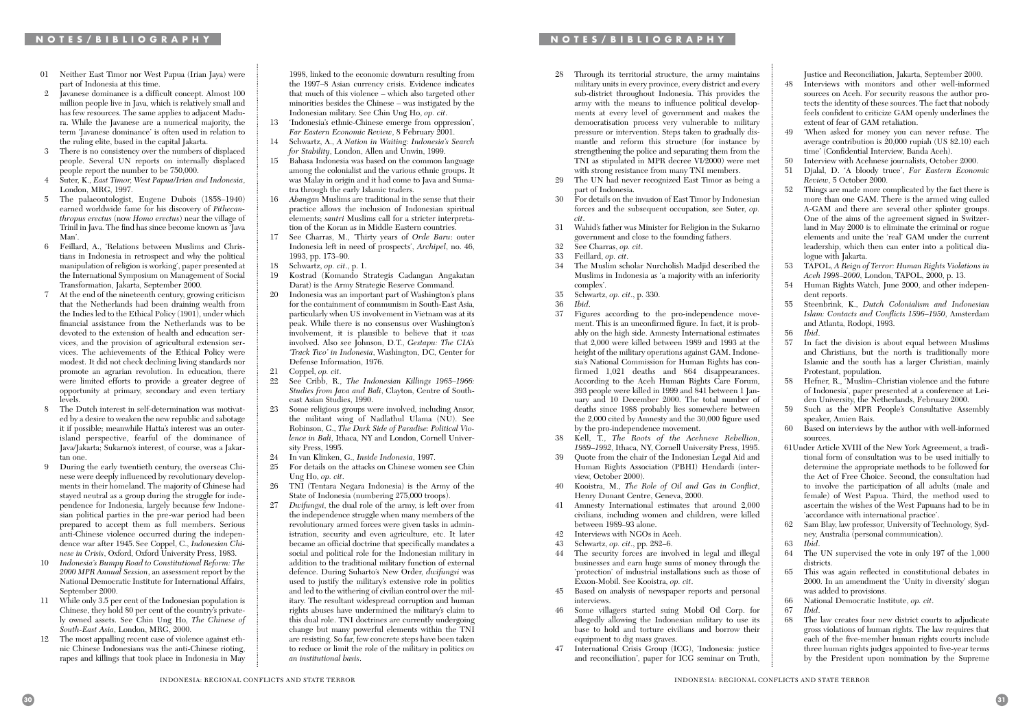# NOTES/BIBLIOGRAPHY

01 Neither East Timor nor West Papua (Irian Jaya) were part of Indonesia at this time.

2 Javanese dominance is a difficult concept. Almost 100 million people live in Java, which is relatively small and has few resources. The same applies to adjacent Madura. While the Javanese are a numerical majority, the term 'Javanese dominance' is often used in relation to the ruling elite, based in the capital Jakarta.

3 There is no consistency over the numbers of displaced people. Several UN reports on internally displaced people report the number to be 750,000.

4 Suter, K., *East Timor, West Papua/Irian and Indonesia*, London, MRG, 1997.

5 The palaeontologist, Eugene Dubois (1858–1940) earned worldwide fame for his discovery of *Pithecanthropus erectus* (now *Homo erectus*) near the village of Trinil in Java. The find has since become known as 'Java Man'.

6 Feillard, A., 'Relations between Muslims and Christians in Indonesia in retrospect and why the political manipulation of religion is working', paper presented at the International Symposium on Management of Social Transformation, Jakarta, September 2000.

7 At the end of the nineteenth century, growing criticism that the Netherlands had been draining wealth from the Indies led to the Ethical Policy (1901), under which financial assistance from the Netherlands was to be devoted to the extension of health and education services, and the provision of agricultural extension services. The achievements of the Ethical Policy were modest. It did not check declining living standards nor promote an agrarian revolution. In education, there were limited efforts to provide a greater degree of opportunity at primary, secondary and even tertiary levels.

8 The Dutch interest in self-determination was motivated by a desire to weaken the new republic and sabotage it if possible; meanwhile Hatta's interest was an outer-island perspective, fearful of the dominance of Java/Jakarta; Sukarno's interest, of course, was a Jakartan one.

9 During the early twentieth century, the overseas Chinese were deeply influenced by revolutionary developments in their homeland. The majority of Chinese had stayed neutral as a group during the struggle for independence for Indonesia, largely because few Indonesian political parties in the pre-war period had been prepared to accept them as full members. Serious anti-Chinese violence occurred during the independence war after 1945. See Coppel, C., *Indonesian Chinese in Crisis*, Oxford, Oxford University Press, 1983.

10 *Indonesia's Bumpy Road to Constitutional Reform: The 2000 MPR Annual Session*, an assessment report by the National Democratic Institute for International Affairs, September 2000.

11 While only 3.5 per cent of the Indonesian population is Chinese, they hold 80 per cent of the country's privately owned assets. See Chin Ung Ho, *The Chinese of South-East Asia*, London, MRG, 2000.

12 The most appalling recent case of violence against ethnic Chinese Indonesians was the anti-Chinese rioting, rapes and killings that took place in Indonesia in May 1998, linked to the economic downturn resulting from the 1997–8 Asian currency crisis. Evidence indicates that much of this violence – which also targeted other minorities besides the Chinese – was instigated by the Indonesian military. See Chin Ung Ho, *op. cit*.

13 'Indonesia's ethnic-Chinese emerge from oppression', *Far Eastern Economic Review*, 8 February 2001.

14 Schwartz, A., *A Nation in Waiting: Indonesia's Search for Stability*, London, Allen and Unwin, 1999.

15 Bahasa Indonesia was based on the common language among the colonialist and the various ethnic groups. It was Malay in origin and it had come to Java and Sumatra through the early Islamic traders.

16 *Abangan* Muslims are traditional in the sense that their practice allows the inclusion of Indonesian spiritual elements; *santri* Muslims call for a stricter interpretation of the Koran as in Middle Eastern countries.

17 See Charras, M., 'Thirty years of *Orde Baru*: outer Indonesia left in need of prospects', *Archipel*, no. 46, 1993, pp. 173–90.

18 Schwartz, *op. cit*., p. 1.

19 Kostrad (Komando Strategis Cadangan Angakatan Darat) is the Army Strategic Reserve Command.

20 Indonesia was an important part of Washington's plans for the containment of communism in South-East Asia, particularly when US involvement in Vietnam was at its peak. While there is no consensus over Washington's involvement, it is plausible to believe that it *was* involved. Also see Johnson, D.T., *Gestapu: The CIA's 'Track Two' in Indonesia*, Washington, DC, Center for Defense Information, 1976.

21 Coppel, *op. cit*.

22 See Cribb, R., *The Indonesian Killings 1965–1966: Studies from Java and Bali*, Clayton, Centre of Southeast Asian Studies, 1990.

23 Some religious groups were involved, including Ansor, the militant wing of Nadlathul Ulama (NU). See Robinson, G., *The Dark Side of Paradise: Political Violence in Bali*, Ithaca, NY and London, Cornell University Press, 1995.

24 In van Klinken, G., *Inside Indonesia*, 1997.

25 For details on the attacks on Chinese women see Chin Ung Ho, *op. cit*.

26 TNI (Tentara Negara Indonesia) is the Army of the State of Indonesia (numbering 275,000 troops).

27 *Dwifungsi*, the dual role of the army, is left over from the independence struggle when many members of the revolutionary armed forces were given tasks in administration, security and even agriculture, etc. It later became an official doctrine that specifically mandates a social and political role for the Indonesian military in addition to the traditional military function of external defence. During Suharto's New Order, *dwifungsi* was used to justify the military's extensive role in politics and led to the withering of civilian control over the military. The resultant widespread corruption and human rights abuses have undermined the military's claim to this dual role. TNI doctrines are currently undergoing change but many powerful elements within the TNI are resisting. So far, few concrete steps have been taken to reduce or limit the role of the military in politics *on an institutional basis*.

28 Through its territorial structure, the army maintains military units in every province, every district and every sub-district throughout Indonesia. This provides the army with the means to influence political developments at every level of government and makes the democratisation process very vulnerable to military pressure or intervention. Steps taken to gradually dismantle and reform this structure (for instance by strengthening the police and separating them from the TNI as stipulated in MPR decree VI/2000) were met with strong resistance from many TNI members.

29 The UN had never recognized East Timor as being a part of Indonesia.

30 For details on the invasion of East Timor by Indonesian forces and the subsequent occupation, see Suter, *op. cit*.

31 Wahid's father was Minister for Religion in the Sukarno government and close to the founding fathers.

32 See Charras, *op. cit*.

33 Feillard, *op. cit*.

34 The Muslim scholar Nurcholish Madjid described the Muslims in Indonesia as 'a majority with an inferiority complex'.

35 Schwartz, *op. cit*., p. 330.

36 *Ibid*.

37 Figures according to the pro-independence movement. This is an unconfirmed figure. In fact, it is probably on the high side. Amnesty International estimates that 2,000 were killed between 1989 and 1993 at the height of the military operations against GAM. Indonesia's National Commission for Human Rights has confirmed 1,021 deaths and 864 disappearances. According to the Aceh Human Rights Care Forum, 393 people were killed in 1999 and 841 between 1 January and 10 December 2000. The total number of deaths since 1988 probably lies somewhere between the 2,000 cited by Amnesty and the 30,000 figure used by the pro-independence movement.

38 Kell, T., *The Roots of the Acehnese Rebellion, 1989–1992*, Ithaca, NY, Cornell University Press, 1995.

39 Quote from the chair of the Indonesian Legal Aid and Human Rights Association (PBHI) Hendardi (interview, October 2000).

40 Kooistra, M., *The Role of Oil and Gas in Conflict*, Henry Dunant Centre, Geneva, 2000.

41 Amnesty International estimates that around 2,000 civilians, including women and children, were killed between 1989–93 alone.

42 Interviews with NGOs in Aceh.

43 Schwartz, *op. cit*., pp. 282–6.

44 The security forces are involved in legal and illegal businesses and earn huge sums of money through the 'protection' of industrial installations such as those of Exxon-Mobil. See Kooistra, *op. cit*.

45 Based on analysis of newspaper reports and personal interviews.

46 Some villagers started suing Mobil Oil Corp. for allegedly allowing the Indonesian military to use its base to hold and torture civilians and borrow their equipment to dig mass graves.

47 International Crisis Group (ICG), 'Indonesia: justice and reconciliation', paper for ICG seminar on Truth, Justice and Reconciliation, Jakarta, September 2000.

48 Interviews with monitors and other well-informed sources on Aceh. For security reasons the author protects the identity of these sources. The fact that nobody feels confident to criticize GAM openly underlines the extent of fear of GAM retaliation.

49 'When asked for money you can never refuse. The average contribution is 20,000 rupiah (US $2.10) each time' (Confidential Interview, Banda Aceh).

50 Interview with Acehnese journalists, October 2000.

51 Djalal, D. 'A bloody truce', *Far Eastern Economic Review*, 5 October 2000.

52 Things are made more complicated by the fact there is more than one GAM. There is the armed wing called A-GAM and there are several other splinter groups. One of the aims of the agreement signed in Switzerland in May 2000 is to eliminate the criminal or rogue elements and unite the 'real' GAM under the current leadership, which then can enter into a political dialogue with Jakarta.

53 TAPOL, *A Reign of Terror: Human Rights Violations in Aceh 1998–2000*, London, TAPOL, 2000, p. 13.

54 Human Rights Watch, June 2000, and other independent reports.

55 Steenbrink, K., *Dutch Colonialism and Indonesian Islam: Contacts and Conflicts 1596–1950*, Amsterdam and Atlanta, Rodopi, 1993.

56 *Ibid*.

57 In fact the division is about equal between Muslims and Christians, but the north is traditionally more Islamic and the south has a larger Christian, mainly Protestant, population.

58 Hefner, R., 'Muslim–Christian violence and the future of Indonesia', paper presented at a conference at Leiden University, the Netherlands, February 2000.

59 Such as the MPR People's Consultative Assembly speaker, Amien Rais.

60 Based on interviews by the author with well-informed sources.

61 Under Article XVIII of the New York Agreement, a traditional form of consultation was to be used initially to determine the appropriate methods to be followed for the Act of Free Choice. Second, the consultation had to involve the participation of all adults (male and female) of West Papua. Third, the method used to ascertain the wishes of the West Papuans had to be in 'accordance with international practice'.

62 Sam Blay, law professor, University of Technology, Sydney, Australia (personal communication).

63 *Ibid*.

64 The UN supervised the vote in only 197 of the 1,000 districts.

65 This was again reflected in constitutional debates in 2000. In an amendment the 'Unity in diversity' slogan was added to provisions.

66 National Democratic Institute, *op. cit*.

67 *Ibid*.

68 The law creates four new district courts to adjudicate gross violations of human rights. The law requires that each of the five-member human rights courts include three human rights judges appointed to five-year terms by the President upon nomination by the Supreme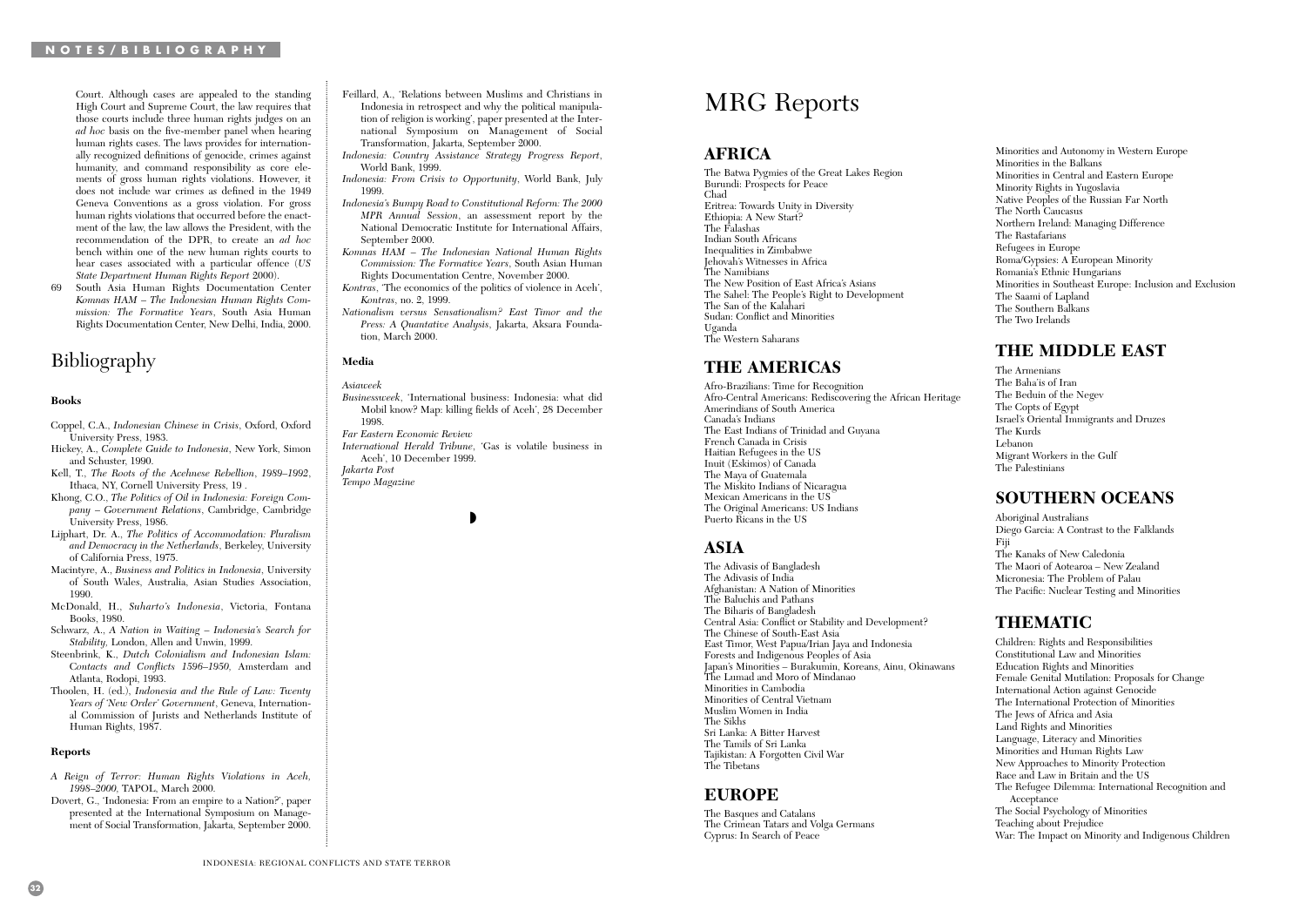Court. Although cases are appealed to the standing High Court and Supreme Court, the law requires that those courts include three human rights judges on an *ad hoc* basis on the five-member panel when hearing human rights cases. The laws provides for internationally recognized definitions of genocide, crimes against humanity, and command responsibility as core elements of gross human rights violations. However, it does not include war crimes as defined in the 1949 Geneva Conventions as a gross violation. For gross human rights violations that occurred before the enactment of the law, the law allows the President, with the recommendation of the DPR, to create an *ad hoc* bench within one of the new human rights courts to hear cases associated with a particular offence (*US State Department Human Rights Report* 2000).

69 South Asia Human Rights Documentation Center *Komnas HAM – The Indonesian Human Rights Commission: The Formative Years*, South Asia Human Rights Documentation Center, New Delhi, India, 2000.

# Bibliography

### Books

Coppel, C.A., *Indonesian Chinese in Crisis*, Oxford, Oxford University Press, 1983.

Hickey, A., *Complete Guide to Indonesia*, New York, Simon and Schuster, 1990.

Kell, T., *The Roots of the Acehnese Rebellion, 1989–1992*, Ithaca, NY, Cornell University Press, 19 .

Khong, C.O., *The Politics of Oil in Indonesia: Foreign Company – Government Relations*, Cambridge, Cambridge University Press, 1986.

Lijphart, Dr. A., *The Politics of Accommodation: Pluralism and Democracy in the Netherlands*, Berkeley, University of California Press, 1975.

Macintyre, A., *Business and Politics in Indonesia*, University of South Wales, Australia, Asian Studies Association, 1990.

McDonald, H., *Suharto's Indonesia*, Victoria, Fontana Books, 1980.

Schwarz, A., *A Nation in Waiting – Indonesia's Search for Stability*, London, Allen and Unwin, 1999.

Steenbrink, K., *Dutch Colonialism and Indonesian Islam: Contacts and Conflicts 1596–1950*, Amsterdam and Atlanta, Rodopi, 1993.

Thoolen, H. (ed.), *Indonesia and the Rule of Law: Twenty Years of 'New Order' Government*, Geneva, International Commission of Jurists and Netherlands Institute of Human Rights, 1987.

### Reports

*A Reign of Terror: Human Rights Violations in Aceh, 1998–2000*, TAPOL, March 2000.

Dovert, G., 'Indonesia: From an empire to a Nation?', paper presented at the International Symposium on Management of Social Transformation, Jakarta, September 2000.

Feillard, A., 'Relations between Muslims and Christians in Indonesia in retrospect and why the political manipulation of religion is working', paper presented at the International Symposium on Management of Social Transformation, Jakarta, September 2000.

*Indonesia: Country Assistance Strategy Progress Report*, World Bank, 1999.

*Indonesia: From Crisis to Opportunity*, World Bank, July 1999.

*Indonesia's Bumpy Road to Constitutional Reform: The 2000 MPR Annual Session*, an assessment report by the National Democratic Institute for International Affairs, September 2000.

*Komnas HAM – The Indonesian National Human Rights Commission: The Formative Years*, South Asian Human Rights Documentation Centre, November 2000.

*Kontras*, 'The economics of the politics of violence in Aceh', *Kontras*, no. 2, 1999.

*Nationalism versus Sensationalism? East Timor and the Press: A Quantative Analysis*, Jakarta, Aksara Foundation, March 2000.

### Media

*Asiaweek*

*Businessweek*, 'International business: Indonesia: what did Mobil know? Map: killing fields of Aceh', 28 December 1998.

*Far Eastern Economic Review*

*International Herald Tribune*, 'Gas is volatile business in Aceh', 10 December 1999.

*Jakarta Post*

*Tempo Magazine*

# MRG Reports

## AFRICA

The Batwa Pygmies of the Great Lakes Region
Burundi: Prospects for Peace
Chad
Eritrea: Towards Unity in Diversity
Ethiopia: A New Start?
The Falashas
Indian South Africans
Inequalities in Zimbabwe
Jehovah's Witnesses in Africa
The Namibians
The New Position of East Africa's Asians
The Sahel: The People's Right to Development
The San of the Kalahari
Sudan: Conflict and Minorities
Uganda
The Western Saharans

## THE AMERICAS

Afro-Brazilians: Time for Recognition
Afro-Central Americans: Rediscovering the African Heritage
Amerindians of South America
Canada's Indians
The East Indians of Trinidad and Guyana
French Canada in Crisis
Haitian Refugees in the US
Inuit (Eskimos) of Canada
The Maya of Guatemala
The Miskito Indians of Nicaragua
Mexican Americans in the US
The Original Americans: US Indians
Puerto Ricans in the US

## ASIA

The Adivasis of Bangladesh
The Adivasis of India
Afghanistan: A Nation of Minorities
The Baluchis and Pathans
The Biharis of Bangladesh
Central Asia: Conflict or Stability and Development?
The Chinese of South-East Asia
East Timor, West Papua/Irian Jaya and Indonesia
Forests and Indigenous Peoples of Asia
Japan's Minorities – Burakumin, Koreans, Ainu, Okinawans
The Lumad and Moro of Mindanao
Minorities in Cambodia
Minorities of Central Vietnam
Muslim Women in India
The Sikhs
Sri Lanka: A Bitter Harvest
The Tamils of Sri Lanka
Tajikistan: A Forgotten Civil War
The Tibetans

## EUROPE

The Basques and Catalans
The Crimean Tatars and Volga Germans
Cyprus: In Search of Peace
Minorities and Autonomy in Western Europe
Minorities in the Balkans
Minorities in Central and Eastern Europe
Minority Rights in Yugoslavia
Native Peoples of the Russian Far North
The North Caucasus
Northern Ireland: Managing Difference
The Rastafarians
Refugees in Europe
Roma/Gypsies: A European Minority
Romania's Ethnic Hungarians
Minorities in Southeast Europe: Inclusion and Exclusion
The Saami of Lapland
The Southern Balkans
The Two Irelands

## THE MIDDLE EAST

The Armenians
The Baha'is of Iran
The Beduin of the Negev
The Copts of Egypt
Israel's Oriental Immigrants and Druzes
The Kurds
Lebanon
Migrant Workers in the Gulf
The Palestinians

## SOUTHERN OCEANS

Aboriginal Australians
Diego Garcia: A Contrast to the Falklands
Fiji
The Kanaks of New Caledonia
The Maori of Aotearoa – New Zealand
Micronesia: The Problem of Palau
The Pacific: Nuclear Testing and Minorities

## THEMATIC

Children: Rights and Responsibilities
Constitutional Law and Minorities
Education Rights and Minorities
Female Genital Mutilation: Proposals for Change
International Action against Genocide
The International Protection of Minorities
The Jews of Africa and Asia
Land Rights and Minorities
Language, Literacy and Minorities
Minorities and Human Rights Law
New Approaches to Minority Protection
Race and Law in Britain and the US
The Refugee Dilemma: International Recognition and Acceptance
The Social Psychology of Minorities
Teaching about Prejudice
War: The Impact on Minority and Indigenous Children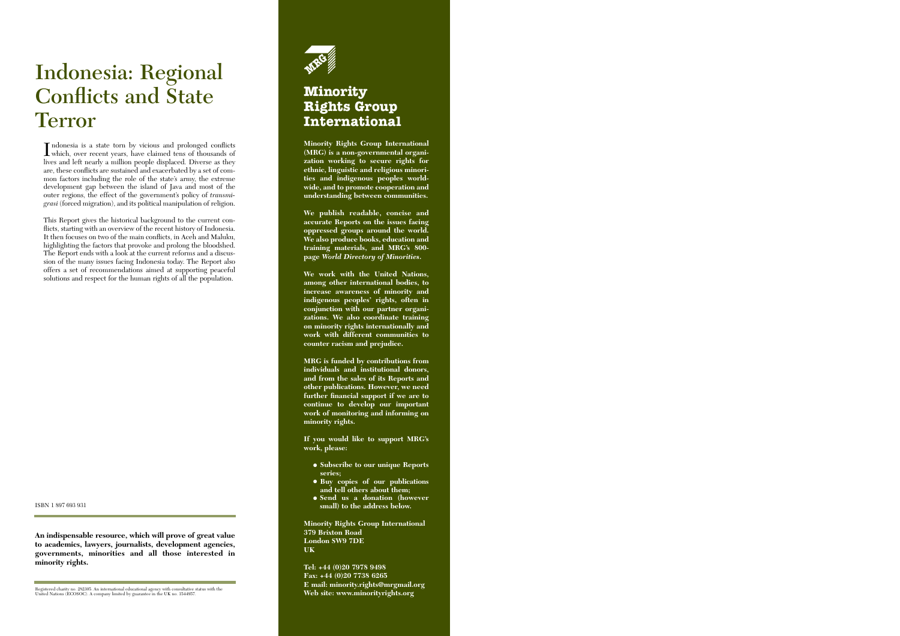# Indonesia: Regional Conflicts and State Terror

Indonesia is a state torn by vicious and prolonged conflicts which, over recent years, have claimed tens of thousands of lives and left nearly a million people displaced. Diverse as they are, these conflicts are sustained and exacerbated by a set of common factors including the role of the state's army, the extreme development gap between the island of Java and most of the outer regions, the effect of the government's policy of *transmigrasi* (forced migration), and its political manipulation of religion.

This Report gives the historical background to the current conflicts, starting with an overview of the recent history of Indonesia. It then focuses on two of the main conflicts, in Aceh and Maluku, highlighting the factors that provoke and prolong the bloodshed. The Report ends with a look at the current reforms and a discussion of the many issues facing Indonesia today. The Report also offers a set of recommendations aimed at supporting peaceful solutions and respect for the human rights of all the population.

ISBN 1 897 693 931

**An indispensable resource, which will prove of great value to academics, lawyers, journalists, development agencies, governments, minorities and all those interested in minority rights.**

Registered charity no. 282305. An international educational agency with consultative status with the United Nations (ECOSOC). A company limited by guarantee in the UK no. 1544957.

MRG

## Minority Rights Group International

**Minority Rights Group International (MRG) is a non-governmental organization working to secure rights for ethnic, linguistic and religious minorities and indigenous peoples worldwide, and to promote cooperation and understanding between communities.**

**We publish readable, concise and accurate Reports on the issues facing oppressed groups around the world. We also produce books, education and training materials, and MRG's 800-page *World Directory of Minorities*.**

**We work with the United Nations, among other international bodies, to increase awareness of minority and indigenous peoples' rights, often in conjunction with our partner organizations. We also coordinate training on minority rights internationally and work with different communities to counter racism and prejudice.**

**MRG is funded by contributions from individuals and institutional donors, and from the sales of its Reports and other publications. However, we need further financial support if we are to continue to develop our important work of monitoring and informing on minority rights.**

**If you would like to support MRG's work, please:**

- **Subscribe to our unique Reports series;**
- **Buy copies of our publications and tell others about them;**
- **Send us a donation (however small) to the address below.**

**Minority Rights Group International**
**379 Brixton Road**
**London SW9 7DE**
**UK**

**Tel: +44 (0)20 7978 9498**
**Fax: +44 (0)20 7738 6265**
**E mail: minority.rights@mrgmail.org**
**Web site: www.minorityrights.org**